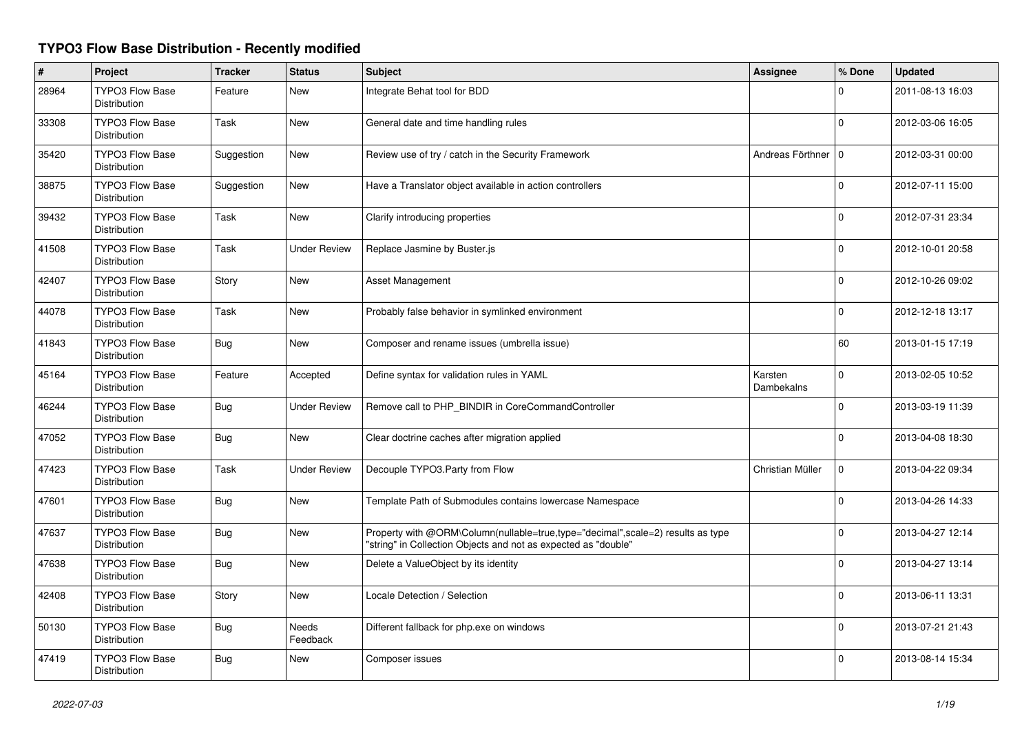# TYPO3 Flow Base Distribution - Recently modified

| # | Project | Tracker | Status | Subject | Assignee | % Done | Updated |
|---|---|---|---|---|---|---|---|
| 28964 | TYPO3 Flow Base Distribution | Feature | New | Integrate Behat tool for BDD | | 0 | 2011-08-13 16:03 |
| 33308 | TYPO3 Flow Base Distribution | Task | New | General date and time handling rules | | 0 | 2012-03-06 16:05 |
| 35420 | TYPO3 Flow Base Distribution | Suggestion | New | Review use of try / catch in the Security Framework | Andreas Förthner | 0 | 2012-03-31 00:00 |
| 38875 | TYPO3 Flow Base Distribution | Suggestion | New | Have a Translator object available in action controllers | | 0 | 2012-07-11 15:00 |
| 39432 | TYPO3 Flow Base Distribution | Task | New | Clarify introducing properties | | 0 | 2012-07-31 23:34 |
| 41508 | TYPO3 Flow Base Distribution | Task | Under Review | Replace Jasmine by Buster.js | | 0 | 2012-10-01 20:58 |
| 42407 | TYPO3 Flow Base Distribution | Story | New | Asset Management | | 0 | 2012-10-26 09:02 |
| 44078 | TYPO3 Flow Base Distribution | Task | New | Probably false behavior in symlinked environment | | 0 | 2012-12-18 13:17 |
| 41843 | TYPO3 Flow Base Distribution | Bug | New | Composer and rename issues (umbrella issue) | | 60 | 2013-01-15 17:19 |
| 45164 | TYPO3 Flow Base Distribution | Feature | Accepted | Define syntax for validation rules in YAML | Karsten Dambekalns | 0 | 2013-02-05 10:52 |
| 46244 | TYPO3 Flow Base Distribution | Bug | Under Review | Remove call to PHP_BINDIR in CoreCommandController | | 0 | 2013-03-19 11:39 |
| 47052 | TYPO3 Flow Base Distribution | Bug | New | Clear doctrine caches after migration applied | | 0 | 2013-04-08 18:30 |
| 47423 | TYPO3 Flow Base Distribution | Task | Under Review | Decouple TYPO3.Party from Flow | Christian Müller | 0 | 2013-04-22 09:34 |
| 47601 | TYPO3 Flow Base Distribution | Bug | New | Template Path of Submodules contains lowercase Namespace | | 0 | 2013-04-26 14:33 |
| 47637 | TYPO3 Flow Base Distribution | Bug | New | Property with @ORM\Column(nullable=true,type="decimal",scale=2) results as type "string" in Collection Objects and not as expected as "double" | | 0 | 2013-04-27 12:14 |
| 47638 | TYPO3 Flow Base Distribution | Bug | New | Delete a ValueObject by its identity | | 0 | 2013-04-27 13:14 |
| 42408 | TYPO3 Flow Base Distribution | Story | New | Locale Detection / Selection | | 0 | 2013-06-11 13:31 |
| 50130 | TYPO3 Flow Base Distribution | Bug | Needs Feedback | Different fallback for php.exe on windows | | 0 | 2013-07-21 21:43 |
| 47419 | TYPO3 Flow Base Distribution | Bug | New | Composer issues | | 0 | 2013-08-14 15:34 |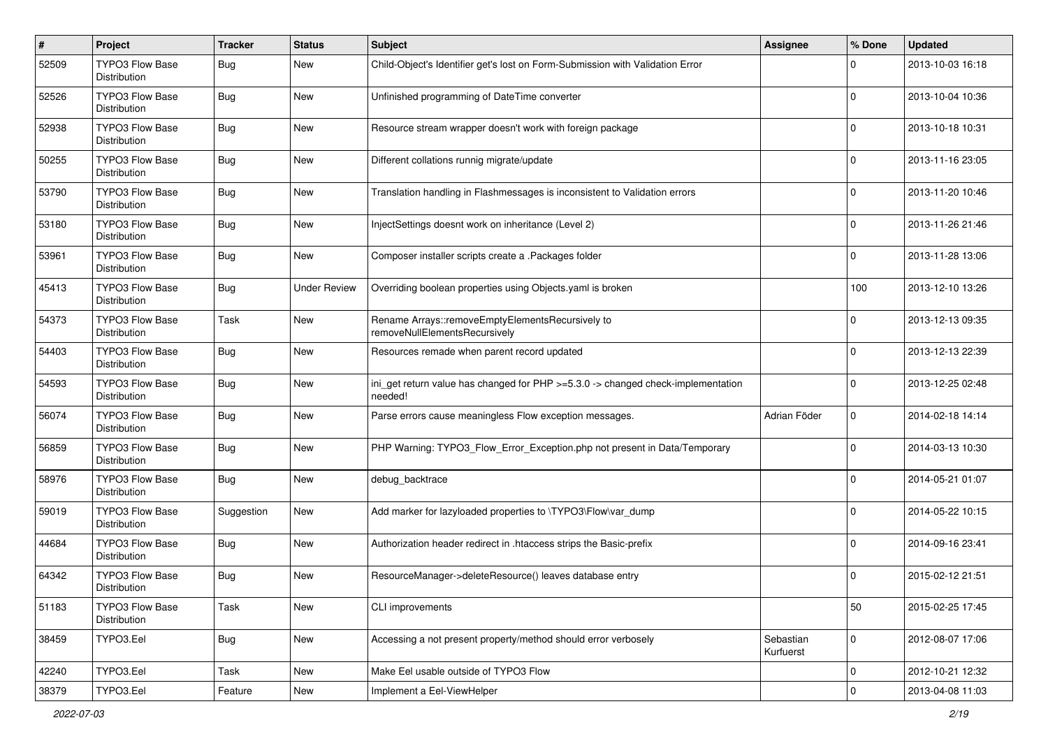| # | Project | Tracker | Status | Subject | Assignee | % Done | Updated |
|---|---|---|---|---|---|---|---|
| 52509 | TYPO3 Flow Base Distribution | Bug | New | Child-Object's Identifier get's lost on Form-Submission with Validation Error | | 0 | 2013-10-03 16:18 |
| 52526 | TYPO3 Flow Base Distribution | Bug | New | Unfinished programming of DateTime converter | | 0 | 2013-10-04 10:36 |
| 52938 | TYPO3 Flow Base Distribution | Bug | New | Resource stream wrapper doesn't work with foreign package | | 0 | 2013-10-18 10:31 |
| 50255 | TYPO3 Flow Base Distribution | Bug | New | Different collations runnig migrate/update | | 0 | 2013-11-16 23:05 |
| 53790 | TYPO3 Flow Base Distribution | Bug | New | Translation handling in Flashmessages is inconsistent to Validation errors | | 0 | 2013-11-20 10:46 |
| 53180 | TYPO3 Flow Base Distribution | Bug | New | InjectSettings doesnt work on inheritance (Level 2) | | 0 | 2013-11-26 21:46 |
| 53961 | TYPO3 Flow Base Distribution | Bug | New | Composer installer scripts create a .Packages folder | | 0 | 2013-11-28 13:06 |
| 45413 | TYPO3 Flow Base Distribution | Bug | Under Review | Overriding boolean properties using Objects.yaml is broken | | 100 | 2013-12-10 13:26 |
| 54373 | TYPO3 Flow Base Distribution | Task | New | Rename Arrays::removeEmptyElementsRecursively to removeNullElementsRecursively | | 0 | 2013-12-13 09:35 |
| 54403 | TYPO3 Flow Base Distribution | Bug | New | Resources remade when parent record updated | | 0 | 2013-12-13 22:39 |
| 54593 | TYPO3 Flow Base Distribution | Bug | New | ini_get return value has changed for PHP >=5.3.0 -> changed check-implementation needed! | | 0 | 2013-12-25 02:48 |
| 56074 | TYPO3 Flow Base Distribution | Bug | New | Parse errors cause meaningless Flow exception messages. | Adrian Föder | 0 | 2014-02-18 14:14 |
| 56859 | TYPO3 Flow Base Distribution | Bug | New | PHP Warning: TYPO3_Flow_Error_Exception.php not present in Data/Temporary | | 0 | 2014-03-13 10:30 |
| 58976 | TYPO3 Flow Base Distribution | Bug | New | debug_backtrace | | 0 | 2014-05-21 01:07 |
| 59019 | TYPO3 Flow Base Distribution | Suggestion | New | Add marker for lazyloaded properties to \TYPO3\Flow\var_dump | | 0 | 2014-05-22 10:15 |
| 44684 | TYPO3 Flow Base Distribution | Bug | New | Authorization header redirect in .htaccess strips the Basic-prefix | | 0 | 2014-09-16 23:41 |
| 64342 | TYPO3 Flow Base Distribution | Bug | New | ResourceManager->deleteResource() leaves database entry | | 0 | 2015-02-12 21:51 |
| 51183 | TYPO3 Flow Base Distribution | Task | New | CLI improvements | | 50 | 2015-02-25 17:45 |
| 38459 | TYPO3.Eel | Bug | New | Accessing a not present property/method should error verbosely | Sebastian Kurfuerst | 0 | 2012-08-07 17:06 |
| 42240 | TYPO3.Eel | Task | New | Make Eel usable outside of TYPO3 Flow | | 0 | 2012-10-21 12:32 |
| 38379 | TYPO3.Eel | Feature | New | Implement a Eel-ViewHelper | | 0 | 2013-04-08 11:03 |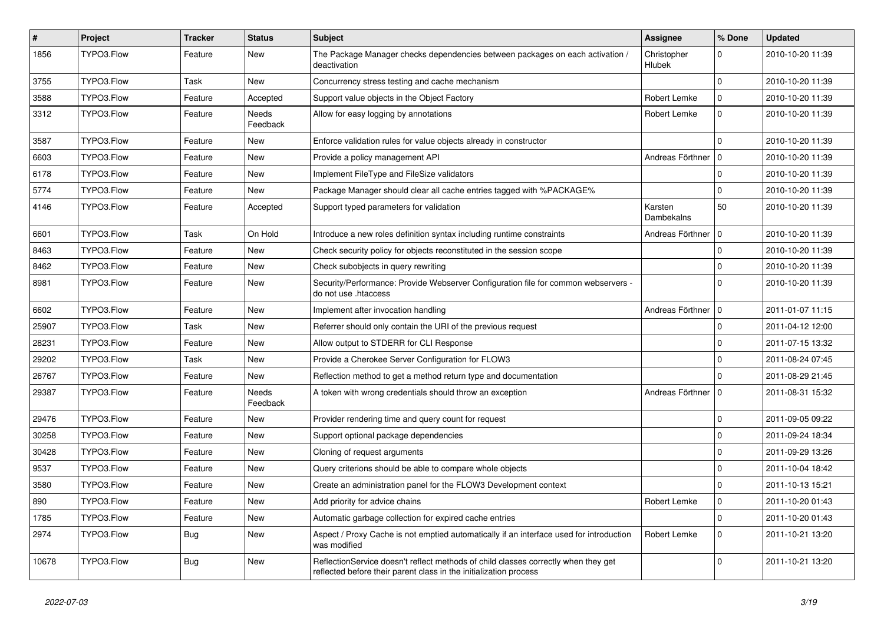| # | Project | Tracker | Status | Subject | Assignee | % Done | Updated |
|---|---|---|---|---|---|---|---|
| 1856 | TYPO3.Flow | Feature | New | The Package Manager checks dependencies between packages on each activation / deactivation | Christopher Hlubek | 0 | 2010-10-20 11:39 |
| 3755 | TYPO3.Flow | Task | New | Concurrency stress testing and cache mechanism | | 0 | 2010-10-20 11:39 |
| 3588 | TYPO3.Flow | Feature | Accepted | Support value objects in the Object Factory | Robert Lemke | 0 | 2010-10-20 11:39 |
| 3312 | TYPO3.Flow | Feature | Needs Feedback | Allow for easy logging by annotations | Robert Lemke | 0 | 2010-10-20 11:39 |
| 3587 | TYPO3.Flow | Feature | New | Enforce validation rules for value objects already in constructor | | 0 | 2010-10-20 11:39 |
| 6603 | TYPO3.Flow | Feature | New | Provide a policy management API | Andreas Förthner | 0 | 2010-10-20 11:39 |
| 6178 | TYPO3.Flow | Feature | New | Implement FileType and FileSize validators | | 0 | 2010-10-20 11:39 |
| 5774 | TYPO3.Flow | Feature | New | Package Manager should clear all cache entries tagged with %PACKAGE% | | 0 | 2010-10-20 11:39 |
| 4146 | TYPO3.Flow | Feature | Accepted | Support typed parameters for validation | Karsten Dambekalns | 50 | 2010-10-20 11:39 |
| 6601 | TYPO3.Flow | Task | On Hold | Introduce a new roles definition syntax including runtime constraints | Andreas Förthner | 0 | 2010-10-20 11:39 |
| 8463 | TYPO3.Flow | Feature | New | Check security policy for objects reconstituted in the session scope | | 0 | 2010-10-20 11:39 |
| 8462 | TYPO3.Flow | Feature | New | Check subobjects in query rewriting | | 0 | 2010-10-20 11:39 |
| 8981 | TYPO3.Flow | Feature | New | Security/Performance: Provide Webserver Configuration file for common webservers - do not use .htaccess | | 0 | 2010-10-20 11:39 |
| 6602 | TYPO3.Flow | Feature | New | Implement after invocation handling | Andreas Förthner | 0 | 2011-01-07 11:15 |
| 25907 | TYPO3.Flow | Task | New | Referrer should only contain the URI of the previous request | | 0 | 2011-04-12 12:00 |
| 28231 | TYPO3.Flow | Feature | New | Allow output to STDERR for CLI Response | | 0 | 2011-07-15 13:32 |
| 29202 | TYPO3.Flow | Task | New | Provide a Cherokee Server Configuration for FLOW3 | | 0 | 2011-08-24 07:45 |
| 26767 | TYPO3.Flow | Feature | New | Reflection method to get a method return type and documentation | | 0 | 2011-08-29 21:45 |
| 29387 | TYPO3.Flow | Feature | Needs Feedback | A token with wrong credentials should throw an exception | Andreas Förthner | 0 | 2011-08-31 15:32 |
| 29476 | TYPO3.Flow | Feature | New | Provider rendering time and query count for request | | 0 | 2011-09-05 09:22 |
| 30258 | TYPO3.Flow | Feature | New | Support optional package dependencies | | 0 | 2011-09-24 18:34 |
| 30428 | TYPO3.Flow | Feature | New | Cloning of request arguments | | 0 | 2011-09-29 13:26 |
| 9537 | TYPO3.Flow | Feature | New | Query criterions should be able to compare whole objects | | 0 | 2011-10-04 18:42 |
| 3580 | TYPO3.Flow | Feature | New | Create an administration panel for the FLOW3 Development context | | 0 | 2011-10-13 15:21 |
| 890 | TYPO3.Flow | Feature | New | Add priority for advice chains | Robert Lemke | 0 | 2011-10-20 01:43 |
| 1785 | TYPO3.Flow | Feature | New | Automatic garbage collection for expired cache entries | | 0 | 2011-10-20 01:43 |
| 2974 | TYPO3.Flow | Bug | New | Aspect / Proxy Cache is not emptied automatically if an interface used for introduction was modified | Robert Lemke | 0 | 2011-10-21 13:20 |
| 10678 | TYPO3.Flow | Bug | New | ReflectionService doesn't reflect methods of child classes correctly when they get reflected before their parent class in the initialization process | | 0 | 2011-10-21 13:20 |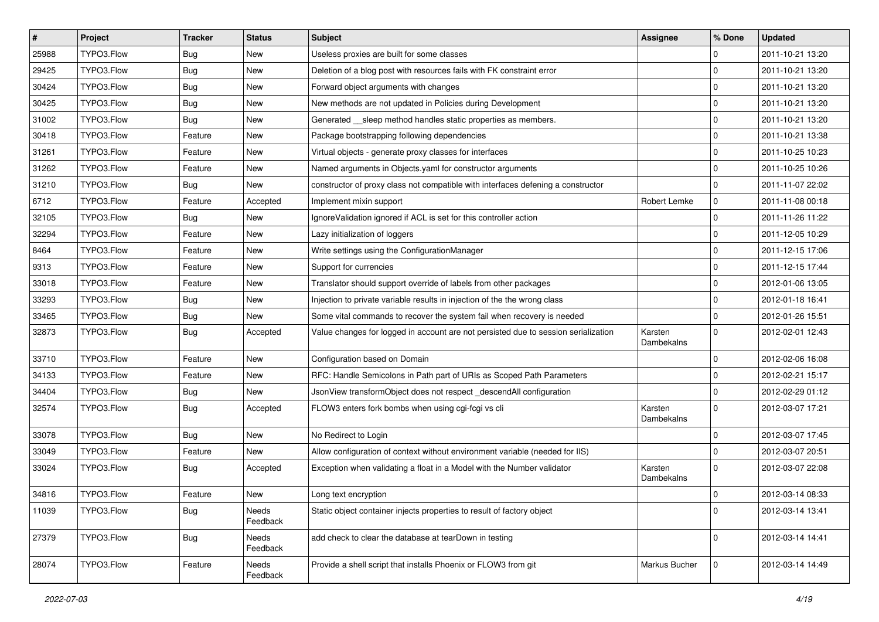| # | Project | Tracker | Status | Subject | Assignee | % Done | Updated |
|---|---|---|---|---|---|---|---|
| 25988 | TYPO3.Flow | Bug | New | Useless proxies are built for some classes | | 0 | 2011-10-21 13:20 |
| 29425 | TYPO3.Flow | Bug | New | Deletion of a blog post with resources fails with FK constraint error | | 0 | 2011-10-21 13:20 |
| 30424 | TYPO3.Flow | Bug | New | Forward object arguments with changes | | 0 | 2011-10-21 13:20 |
| 30425 | TYPO3.Flow | Bug | New | New methods are not updated in Policies during Development | | 0 | 2011-10-21 13:20 |
| 31002 | TYPO3.Flow | Bug | New | Generated __sleep method handles static properties as members. | | 0 | 2011-10-21 13:20 |
| 30418 | TYPO3.Flow | Feature | New | Package bootstrapping following dependencies | | 0 | 2011-10-21 13:38 |
| 31261 | TYPO3.Flow | Feature | New | Virtual objects - generate proxy classes for interfaces | | 0 | 2011-10-25 10:23 |
| 31262 | TYPO3.Flow | Feature | New | Named arguments in Objects.yaml for constructor arguments | | 0 | 2011-10-25 10:26 |
| 31210 | TYPO3.Flow | Bug | New | constructor of proxy class not compatible with interfaces defening a constructor | | 0 | 2011-11-07 22:02 |
| 6712 | TYPO3.Flow | Feature | Accepted | Implement mixin support | Robert Lemke | 0 | 2011-11-08 00:18 |
| 32105 | TYPO3.Flow | Bug | New | IgnoreValidation ignored if ACL is set for this controller action | | 0 | 2011-11-26 11:22 |
| 32294 | TYPO3.Flow | Feature | New | Lazy initialization of loggers | | 0 | 2011-12-05 10:29 |
| 8464 | TYPO3.Flow | Feature | New | Write settings using the ConfigurationManager | | 0 | 2011-12-15 17:06 |
| 9313 | TYPO3.Flow | Feature | New | Support for currencies | | 0 | 2011-12-15 17:44 |
| 33018 | TYPO3.Flow | Feature | New | Translator should support override of labels from other packages | | 0 | 2012-01-06 13:05 |
| 33293 | TYPO3.Flow | Bug | New | Injection to private variable results in injection of the the wrong class | | 0 | 2012-01-18 16:41 |
| 33465 | TYPO3.Flow | Bug | New | Some vital commands to recover the system fail when recovery is needed | | 0 | 2012-01-26 15:51 |
| 32873 | TYPO3.Flow | Bug | Accepted | Value changes for logged in account are not persisted due to session serialization | Karsten Dambekalns | 0 | 2012-02-01 12:43 |
| 33710 | TYPO3.Flow | Feature | New | Configuration based on Domain | | 0 | 2012-02-06 16:08 |
| 34133 | TYPO3.Flow | Feature | New | RFC: Handle Semicolons in Path part of URIs as Scoped Path Parameters | | 0 | 2012-02-21 15:17 |
| 34404 | TYPO3.Flow | Bug | New | JsonView transformObject does not respect _descendAll configuration | | 0 | 2012-02-29 01:12 |
| 32574 | TYPO3.Flow | Bug | Accepted | FLOW3 enters fork bombs when using cgi-fcgi vs cli | Karsten Dambekalns | 0 | 2012-03-07 17:21 |
| 33078 | TYPO3.Flow | Bug | New | No Redirect to Login | | 0 | 2012-03-07 17:45 |
| 33049 | TYPO3.Flow | Feature | New | Allow configuration of context without environment variable (needed for IIS) | | 0 | 2012-03-07 20:51 |
| 33024 | TYPO3.Flow | Bug | Accepted | Exception when validating a float in a Model with the Number validator | Karsten Dambekalns | 0 | 2012-03-07 22:08 |
| 34816 | TYPO3.Flow | Feature | New | Long text encryption | | 0 | 2012-03-14 08:33 |
| 11039 | TYPO3.Flow | Bug | Needs Feedback | Static object container injects properties to result of factory object | | 0 | 2012-03-14 13:41 |
| 27379 | TYPO3.Flow | Bug | Needs Feedback | add check to clear the database at tearDown in testing | | 0 | 2012-03-14 14:41 |
| 28074 | TYPO3.Flow | Feature | Needs Feedback | Provide a shell script that installs Phoenix or FLOW3 from git | Markus Bucher | 0 | 2012-03-14 14:49 |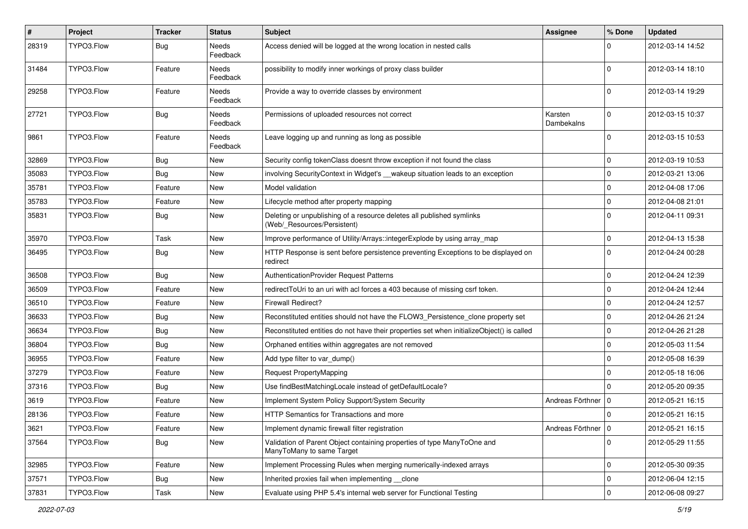| # | Project | Tracker | Status | Subject | Assignee | % Done | Updated |
| --- | --- | --- | --- | --- | --- | --- | --- |
| 28319 | TYPO3.Flow | Bug | Needs Feedback | Access denied will be logged at the wrong location in nested calls | | 0 | 2012-03-14 14:52 |
| 31484 | TYPO3.Flow | Feature | Needs Feedback | possibility to modify inner workings of proxy class builder | | 0 | 2012-03-14 18:10 |
| 29258 | TYPO3.Flow | Feature | Needs Feedback | Provide a way to override classes by environment | | 0 | 2012-03-14 19:29 |
| 27721 | TYPO3.Flow | Bug | Needs Feedback | Permissions of uploaded resources not correct | Karsten Dambekalns | 0 | 2012-03-15 10:37 |
| 9861 | TYPO3.Flow | Feature | Needs Feedback | Leave logging up and running as long as possible | | 0 | 2012-03-15 10:53 |
| 32869 | TYPO3.Flow | Bug | New | Security config tokenClass doesnt throw exception if not found the class | | 0 | 2012-03-19 10:53 |
| 35083 | TYPO3.Flow | Bug | New | involving SecurityContext in Widget's __wakeup situation leads to an exception | | 0 | 2012-03-21 13:06 |
| 35781 | TYPO3.Flow | Feature | New | Model validation | | 0 | 2012-04-08 17:06 |
| 35783 | TYPO3.Flow | Feature | New | Lifecycle method after property mapping | | 0 | 2012-04-08 21:01 |
| 35831 | TYPO3.Flow | Bug | New | Deleting or unpublishing of a resource deletes all published symlinks (Web/_Resources/Persistent) | | 0 | 2012-04-11 09:31 |
| 35970 | TYPO3.Flow | Task | New | Improve performance of Utility/Arrays::integerExplode by using array_map | | 0 | 2012-04-13 15:38 |
| 36495 | TYPO3.Flow | Bug | New | HTTP Response is sent before persistence preventing Exceptions to be displayed on redirect | | 0 | 2012-04-24 00:28 |
| 36508 | TYPO3.Flow | Bug | New | AuthenticationProvider Request Patterns | | 0 | 2012-04-24 12:39 |
| 36509 | TYPO3.Flow | Feature | New | redirectToUri to an uri with acl forces a 403 because of missing csrf token. | | 0 | 2012-04-24 12:44 |
| 36510 | TYPO3.Flow | Feature | New | Firewall Redirect? | | 0 | 2012-04-24 12:57 |
| 36633 | TYPO3.Flow | Bug | New | Reconstituted entities should not have the FLOW3_Persistence_clone property set | | 0 | 2012-04-26 21:24 |
| 36634 | TYPO3.Flow | Bug | New | Reconstituted entities do not have their properties set when initializeObject() is called | | 0 | 2012-04-26 21:28 |
| 36804 | TYPO3.Flow | Bug | New | Orphaned entities within aggregates are not removed | | 0 | 2012-05-03 11:54 |
| 36955 | TYPO3.Flow | Feature | New | Add type filter to var_dump() | | 0 | 2012-05-08 16:39 |
| 37279 | TYPO3.Flow | Feature | New | Request PropertyMapping | | 0 | 2012-05-18 16:06 |
| 37316 | TYPO3.Flow | Bug | New | Use findBestMatchingLocale instead of getDefaultLocale? | | 0 | 2012-05-20 09:35 |
| 3619 | TYPO3.Flow | Feature | New | Implement System Policy Support/System Security | Andreas Förthner | 0 | 2012-05-21 16:15 |
| 28136 | TYPO3.Flow | Feature | New | HTTP Semantics for Transactions and more | | 0 | 2012-05-21 16:15 |
| 3621 | TYPO3.Flow | Feature | New | Implement dynamic firewall filter registration | Andreas Förthner | 0 | 2012-05-21 16:15 |
| 37564 | TYPO3.Flow | Bug | New | Validation of Parent Object containing properties of type ManyToOne and ManyToMany to same Target | | 0 | 2012-05-29 11:55 |
| 32985 | TYPO3.Flow | Feature | New | Implement Processing Rules when merging numerically-indexed arrays | | 0 | 2012-05-30 09:35 |
| 37571 | TYPO3.Flow | Bug | New | Inherited proxies fail when implementing __clone | | 0 | 2012-06-04 12:15 |
| 37831 | TYPO3.Flow | Task | New | Evaluate using PHP 5.4's internal web server for Functional Testing | | 0 | 2012-06-08 09:27 |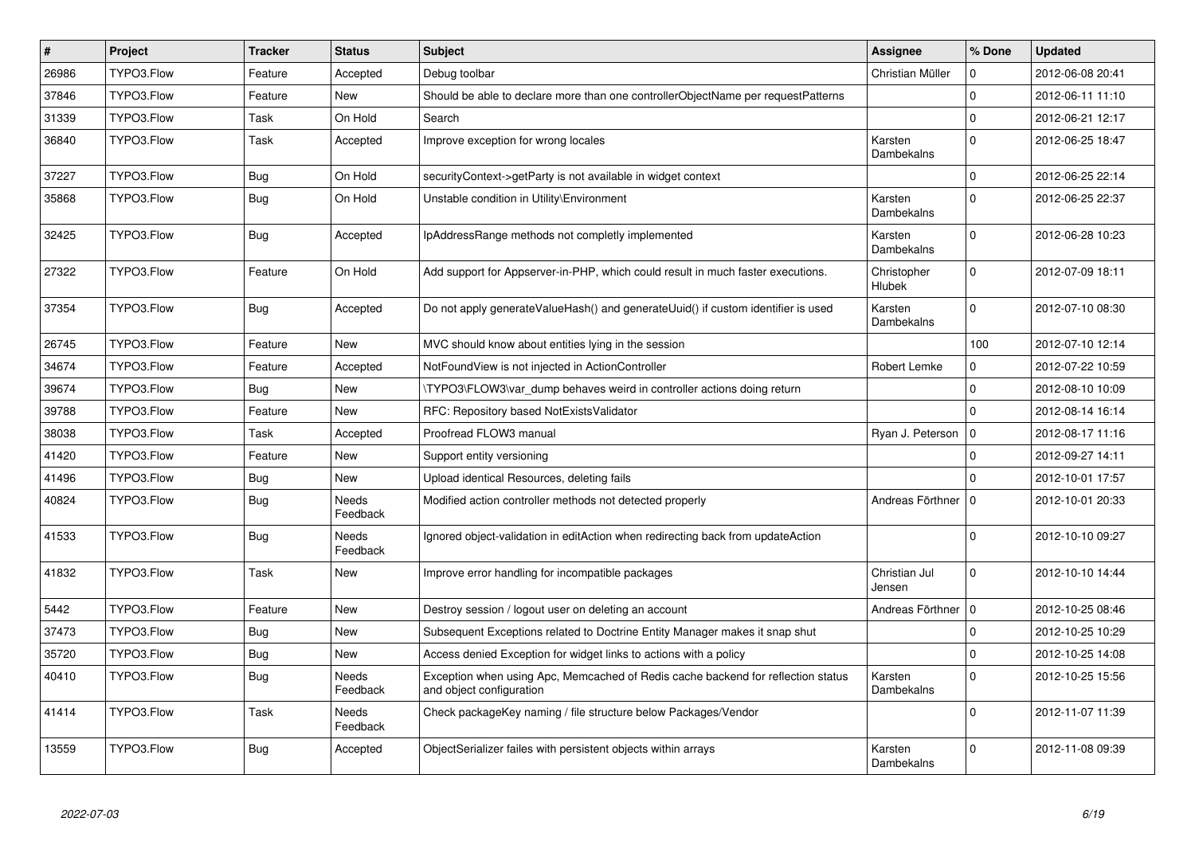| # | Project | Tracker | Status | Subject | Assignee | % Done | Updated |
|---|---|---|---|---|---|---|---|
| 26986 | TYPO3.Flow | Feature | Accepted | Debug toolbar | Christian Müller | 0 | 2012-06-08 20:41 |
| 37846 | TYPO3.Flow | Feature | New | Should be able to declare more than one controllerObjectName per requestPatterns | | 0 | 2012-06-11 11:10 |
| 31339 | TYPO3.Flow | Task | On Hold | Search | | 0 | 2012-06-21 12:17 |
| 36840 | TYPO3.Flow | Task | Accepted | Improve exception for wrong locales | Karsten Dambekalns | 0 | 2012-06-25 18:47 |
| 37227 | TYPO3.Flow | Bug | On Hold | securityContext->getParty is not available in widget context | | 0 | 2012-06-25 22:14 |
| 35868 | TYPO3.Flow | Bug | On Hold | Unstable condition in Utility\Environment | Karsten Dambekalns | 0 | 2012-06-25 22:37 |
| 32425 | TYPO3.Flow | Bug | Accepted | IpAddressRange methods not completly implemented | Karsten Dambekalns | 0 | 2012-06-28 10:23 |
| 27322 | TYPO3.Flow | Feature | On Hold | Add support for Appserver-in-PHP, which could result in much faster executions. | Christopher Hlubek | 0 | 2012-07-09 18:11 |
| 37354 | TYPO3.Flow | Bug | Accepted | Do not apply generateValueHash() and generateUuid() if custom identifier is used | Karsten Dambekalns | 0 | 2012-07-10 08:30 |
| 26745 | TYPO3.Flow | Feature | New | MVC should know about entities lying in the session | | 100 | 2012-07-10 12:14 |
| 34674 | TYPO3.Flow | Feature | Accepted | NotFoundView is not injected in ActionController | Robert Lemke | 0 | 2012-07-22 10:59 |
| 39674 | TYPO3.Flow | Bug | New | \TYPO3\FLOW3\var_dump behaves weird in controller actions doing return | | 0 | 2012-08-10 10:09 |
| 39788 | TYPO3.Flow | Feature | New | RFC: Repository based NotExistsValidator | | 0 | 2012-08-14 16:14 |
| 38038 | TYPO3.Flow | Task | Accepted | Proofread FLOW3 manual | Ryan J. Peterson | 0 | 2012-08-17 11:16 |
| 41420 | TYPO3.Flow | Feature | New | Support entity versioning | | 0 | 2012-09-27 14:11 |
| 41496 | TYPO3.Flow | Bug | New | Upload identical Resources, deleting fails | | 0 | 2012-10-01 17:57 |
| 40824 | TYPO3.Flow | Bug | Needs Feedback | Modified action controller methods not detected properly | Andreas Förthner | 0 | 2012-10-01 20:33 |
| 41533 | TYPO3.Flow | Bug | Needs Feedback | Ignored object-validation in editAction when redirecting back from updateAction | | 0 | 2012-10-10 09:27 |
| 41832 | TYPO3.Flow | Task | New | Improve error handling for incompatible packages | Christian Jul Jensen | 0 | 2012-10-10 14:44 |
| 5442 | TYPO3.Flow | Feature | New | Destroy session / logout user on deleting an account | Andreas Förthner | 0 | 2012-10-25 08:46 |
| 37473 | TYPO3.Flow | Bug | New | Subsequent Exceptions related to Doctrine Entity Manager makes it snap shut | | 0 | 2012-10-25 10:29 |
| 35720 | TYPO3.Flow | Bug | New | Access denied Exception for widget links to actions with a policy | | 0 | 2012-10-25 14:08 |
| 40410 | TYPO3.Flow | Bug | Needs Feedback | Exception when using Apc, Memcached of Redis cache backend for reflection status and object configuration | Karsten Dambekalns | 0 | 2012-10-25 15:56 |
| 41414 | TYPO3.Flow | Task | Needs Feedback | Check packageKey naming / file structure below Packages/Vendor | | 0 | 2012-11-07 11:39 |
| 13559 | TYPO3.Flow | Bug | Accepted | ObjectSerializer failes with persistent objects within arrays | Karsten Dambekalns | 0 | 2012-11-08 09:39 |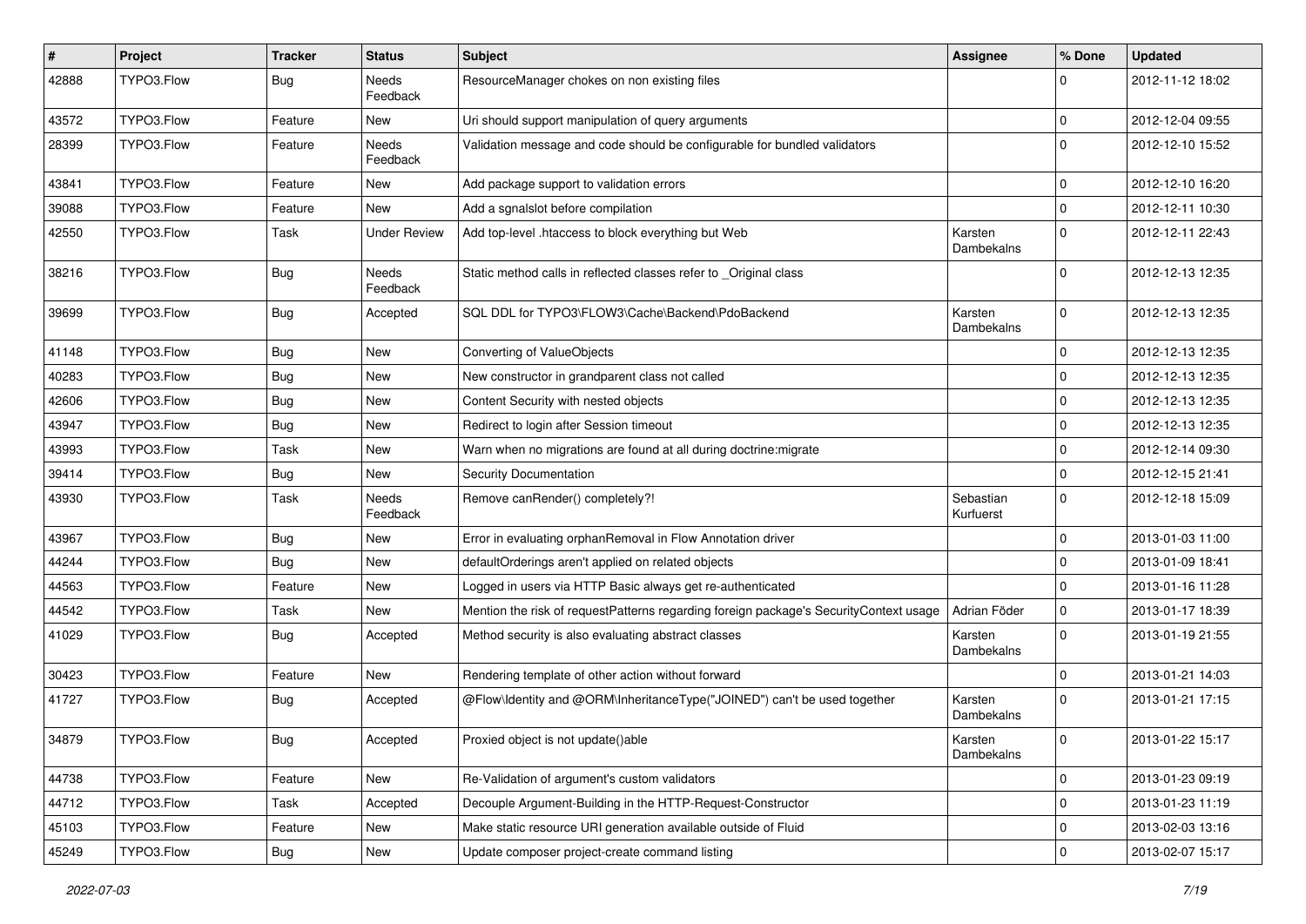| # | Project | Tracker | Status | Subject | Assignee | % Done | Updated |
|---|---|---|---|---|---|---|---|
| 42888 | TYPO3.Flow | Bug | Needs Feedback | ResourceManager chokes on non existing files | | 0 | 2012-11-12 18:02 |
| 43572 | TYPO3.Flow | Feature | New | Uri should support manipulation of query arguments | | 0 | 2012-12-04 09:55 |
| 28399 | TYPO3.Flow | Feature | Needs Feedback | Validation message and code should be configurable for bundled validators | | 0 | 2012-12-10 15:52 |
| 43841 | TYPO3.Flow | Feature | New | Add package support to validation errors | | 0 | 2012-12-10 16:20 |
| 39088 | TYPO3.Flow | Feature | New | Add a sgnalslot before compilation | | 0 | 2012-12-11 10:30 |
| 42550 | TYPO3.Flow | Task | Under Review | Add top-level .htaccess to block everything but Web | Karsten Dambekalns | 0 | 2012-12-11 22:43 |
| 38216 | TYPO3.Flow | Bug | Needs Feedback | Static method calls in reflected classes refer to _Original class | | 0 | 2012-12-13 12:35 |
| 39699 | TYPO3.Flow | Bug | Accepted | SQL DDL for TYPO3\FLOW3\Cache\Backend\PdoBackend | Karsten Dambekalns | 0 | 2012-12-13 12:35 |
| 41148 | TYPO3.Flow | Bug | New | Converting of ValueObjects | | 0 | 2012-12-13 12:35 |
| 40283 | TYPO3.Flow | Bug | New | New constructor in grandparent class not called | | 0 | 2012-12-13 12:35 |
| 42606 | TYPO3.Flow | Bug | New | Content Security with nested objects | | 0 | 2012-12-13 12:35 |
| 43947 | TYPO3.Flow | Bug | New | Redirect to login after Session timeout | | 0 | 2012-12-13 12:35 |
| 43993 | TYPO3.Flow | Task | New | Warn when no migrations are found at all during doctrine:migrate | | 0 | 2012-12-14 09:30 |
| 39414 | TYPO3.Flow | Bug | New | Security Documentation | | 0 | 2012-12-15 21:41 |
| 43930 | TYPO3.Flow | Task | Needs Feedback | Remove canRender() completely?! | Sebastian Kurfuerst | 0 | 2012-12-18 15:09 |
| 43967 | TYPO3.Flow | Bug | New | Error in evaluating orphanRemoval in Flow Annotation driver | | 0 | 2013-01-03 11:00 |
| 44244 | TYPO3.Flow | Bug | New | defaultOrderings aren't applied on related objects | | 0 | 2013-01-09 18:41 |
| 44563 | TYPO3.Flow | Feature | New | Logged in users via HTTP Basic always get re-authenticated | | 0 | 2013-01-16 11:28 |
| 44542 | TYPO3.Flow | Task | New | Mention the risk of requestPatterns regarding foreign package's SecurityContext usage | Adrian Föder | 0 | 2013-01-17 18:39 |
| 41029 | TYPO3.Flow | Bug | Accepted | Method security is also evaluating abstract classes | Karsten Dambekalns | 0 | 2013-01-19 21:55 |
| 30423 | TYPO3.Flow | Feature | New | Rendering template of other action without forward | | 0 | 2013-01-21 14:03 |
| 41727 | TYPO3.Flow | Bug | Accepted | @Flow\Identity and @ORM\InheritanceType("JOINED") can't be used together | Karsten Dambekalns | 0 | 2013-01-21 17:15 |
| 34879 | TYPO3.Flow | Bug | Accepted | Proxied object is not update()able | Karsten Dambekalns | 0 | 2013-01-22 15:17 |
| 44738 | TYPO3.Flow | Feature | New | Re-Validation of argument's custom validators | | 0 | 2013-01-23 09:19 |
| 44712 | TYPO3.Flow | Task | Accepted | Decouple Argument-Building in the HTTP-Request-Constructor | | 0 | 2013-01-23 11:19 |
| 45103 | TYPO3.Flow | Feature | New | Make static resource URI generation available outside of Fluid | | 0 | 2013-02-03 13:16 |
| 45249 | TYPO3.Flow | Bug | New | Update composer project-create command listing | | 0 | 2013-02-07 15:17 |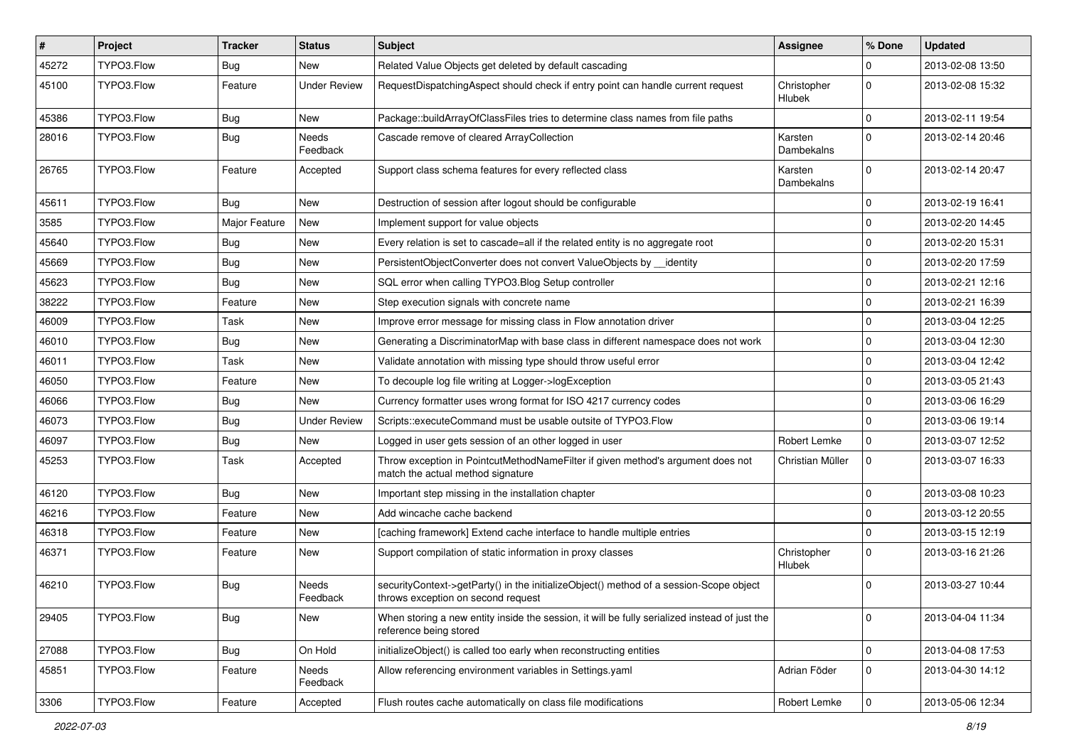| # | Project | Tracker | Status | Subject | Assignee | % Done | Updated |
|---|---|---|---|---|---|---|---|
| 45272 | TYPO3.Flow | Bug | New | Related Value Objects get deleted by default cascading | | 0 | 2013-02-08 13:50 |
| 45100 | TYPO3.Flow | Feature | Under Review | RequestDispatchingAspect should check if entry point can handle current request | Christopher Hlubek | 0 | 2013-02-08 15:32 |
| 45386 | TYPO3.Flow | Bug | New | Package::buildArrayOfClassFiles tries to determine class names from file paths | | 0 | 2013-02-11 19:54 |
| 28016 | TYPO3.Flow | Bug | Needs Feedback | Cascade remove of cleared ArrayCollection | Karsten Dambekalns | 0 | 2013-02-14 20:46 |
| 26765 | TYPO3.Flow | Feature | Accepted | Support class schema features for every reflected class | Karsten Dambekalns | 0 | 2013-02-14 20:47 |
| 45611 | TYPO3.Flow | Bug | New | Destruction of session after logout should be configurable | | 0 | 2013-02-19 16:41 |
| 3585 | TYPO3.Flow | Major Feature | New | Implement support for value objects | | 0 | 2013-02-20 14:45 |
| 45640 | TYPO3.Flow | Bug | New | Every relation is set to cascade=all if the related entity is no aggregate root | | 0 | 2013-02-20 15:31 |
| 45669 | TYPO3.Flow | Bug | New | PersistentObjectConverter does not convert ValueObjects by __identity | | 0 | 2013-02-20 17:59 |
| 45623 | TYPO3.Flow | Bug | New | SQL error when calling TYPO3.Blog Setup controller | | 0 | 2013-02-21 12:16 |
| 38222 | TYPO3.Flow | Feature | New | Step execution signals with concrete name | | 0 | 2013-02-21 16:39 |
| 46009 | TYPO3.Flow | Task | New | Improve error message for missing class in Flow annotation driver | | 0 | 2013-03-04 12:25 |
| 46010 | TYPO3.Flow | Bug | New | Generating a DiscriminatorMap with base class in different namespace does not work | | 0 | 2013-03-04 12:30 |
| 46011 | TYPO3.Flow | Task | New | Validate annotation with missing type should throw useful error | | 0 | 2013-03-04 12:42 |
| 46050 | TYPO3.Flow | Feature | New | To decouple log file writing at Logger->logException | | 0 | 2013-03-05 21:43 |
| 46066 | TYPO3.Flow | Bug | New | Currency formatter uses wrong format for ISO 4217 currency codes | | 0 | 2013-03-06 16:29 |
| 46073 | TYPO3.Flow | Bug | Under Review | Scripts::executeCommand must be usable outsite of TYPO3.Flow | | 0 | 2013-03-06 19:14 |
| 46097 | TYPO3.Flow | Bug | New | Logged in user gets session of an other logged in user | Robert Lemke | 0 | 2013-03-07 12:52 |
| 45253 | TYPO3.Flow | Task | Accepted | Throw exception in PointcutMethodNameFilter if given method's argument does not match the actual method signature | Christian Müller | 0 | 2013-03-07 16:33 |
| 46120 | TYPO3.Flow | Bug | New | Important step missing in the installation chapter | | 0 | 2013-03-08 10:23 |
| 46216 | TYPO3.Flow | Feature | New | Add wincache cache backend | | 0 | 2013-03-12 20:55 |
| 46318 | TYPO3.Flow | Feature | New | [caching framework] Extend cache interface to handle multiple entries | | 0 | 2013-03-15 12:19 |
| 46371 | TYPO3.Flow | Feature | New | Support compilation of static information in proxy classes | Christopher Hlubek | 0 | 2013-03-16 21:26 |
| 46210 | TYPO3.Flow | Bug | Needs Feedback | securityContext->getParty() in the initializeObject() method of a session-Scope object throws exception on second request | | 0 | 2013-03-27 10:44 |
| 29405 | TYPO3.Flow | Bug | New | When storing a new entity inside the session, it will be fully serialized instead of just the reference being stored | | 0 | 2013-04-04 11:34 |
| 27088 | TYPO3.Flow | Bug | On Hold | initializeObject() is called too early when reconstructing entities | | 0 | 2013-04-08 17:53 |
| 45851 | TYPO3.Flow | Feature | Needs Feedback | Allow referencing environment variables in Settings.yaml | Adrian Föder | 0 | 2013-04-30 14:12 |
| 3306 | TYPO3.Flow | Feature | Accepted | Flush routes cache automatically on class file modifications | Robert Lemke | 0 | 2013-05-06 12:34 |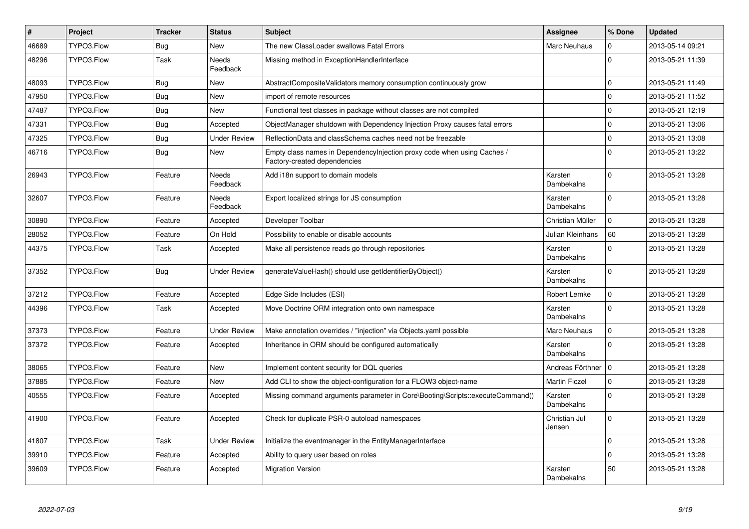| # | Project | Tracker | Status | Subject | Assignee | % Done | Updated |
|---|---|---|---|---|---|---|---|
| 46689 | TYPO3.Flow | Bug | New | The new ClassLoader swallows Fatal Errors | Marc Neuhaus | 0 | 2013-05-14 09:21 |
| 48296 | TYPO3.Flow | Task | Needs Feedback | Missing method in ExceptionHandlerInterface | | 0 | 2013-05-21 11:39 |
| 48093 | TYPO3.Flow | Bug | New | AbstractCompositeValidators memory consumption continuously grow | | 0 | 2013-05-21 11:49 |
| 47950 | TYPO3.Flow | Bug | New | import of remote resources | | 0 | 2013-05-21 11:52 |
| 47487 | TYPO3.Flow | Bug | New | Functional test classes in package without classes are not compiled | | 0 | 2013-05-21 12:19 |
| 47331 | TYPO3.Flow | Bug | Accepted | ObjectManager shutdown with Dependency Injection Proxy causes fatal errors | | 0 | 2013-05-21 13:06 |
| 47325 | TYPO3.Flow | Bug | Under Review | ReflectionData and classSchema caches need not be freezable | | 0 | 2013-05-21 13:08 |
| 46716 | TYPO3.Flow | Bug | New | Empty class names in DependencyInjection proxy code when using Caches / Factory-created dependencies | | 0 | 2013-05-21 13:22 |
| 26943 | TYPO3.Flow | Feature | Needs Feedback | Add i18n support to domain models | Karsten Dambekalns | 0 | 2013-05-21 13:28 |
| 32607 | TYPO3.Flow | Feature | Needs Feedback | Export localized strings for JS consumption | Karsten Dambekalns | 0 | 2013-05-21 13:28 |
| 30890 | TYPO3.Flow | Feature | Accepted | Developer Toolbar | Christian Müller | 0 | 2013-05-21 13:28 |
| 28052 | TYPO3.Flow | Feature | On Hold | Possibility to enable or disable accounts | Julian Kleinhans | 60 | 2013-05-21 13:28 |
| 44375 | TYPO3.Flow | Task | Accepted | Make all persistence reads go through repositories | Karsten Dambekalns | 0 | 2013-05-21 13:28 |
| 37352 | TYPO3.Flow | Bug | Under Review | generateValueHash() should use getIdentifierByObject() | Karsten Dambekalns | 0 | 2013-05-21 13:28 |
| 37212 | TYPO3.Flow | Feature | Accepted | Edge Side Includes (ESI) | Robert Lemke | 0 | 2013-05-21 13:28 |
| 44396 | TYPO3.Flow | Task | Accepted | Move Doctrine ORM integration onto own namespace | Karsten Dambekalns | 0 | 2013-05-21 13:28 |
| 37373 | TYPO3.Flow | Feature | Under Review | Make annotation overrides / "injection" via Objects.yaml possible | Marc Neuhaus | 0 | 2013-05-21 13:28 |
| 37372 | TYPO3.Flow | Feature | Accepted | Inheritance in ORM should be configured automatically | Karsten Dambekalns | 0 | 2013-05-21 13:28 |
| 38065 | TYPO3.Flow | Feature | New | Implement content security for DQL queries | Andreas Förthner | 0 | 2013-05-21 13:28 |
| 37885 | TYPO3.Flow | Feature | New | Add CLI to show the object-configuration for a FLOW3 object-name | Martin Ficzel | 0 | 2013-05-21 13:28 |
| 40555 | TYPO3.Flow | Feature | Accepted | Missing command arguments parameter in Core\Booting\Scripts::executeCommand() | Karsten Dambekalns | 0 | 2013-05-21 13:28 |
| 41900 | TYPO3.Flow | Feature | Accepted | Check for duplicate PSR-0 autoload namespaces | Christian Jul Jensen | 0 | 2013-05-21 13:28 |
| 41807 | TYPO3.Flow | Task | Under Review | Initialize the eventmanager in the EntityManagerInterface | | 0 | 2013-05-21 13:28 |
| 39910 | TYPO3.Flow | Feature | Accepted | Ability to query user based on roles | | 0 | 2013-05-21 13:28 |
| 39609 | TYPO3.Flow | Feature | Accepted | Migration Version | Karsten Dambekalns | 50 | 2013-05-21 13:28 |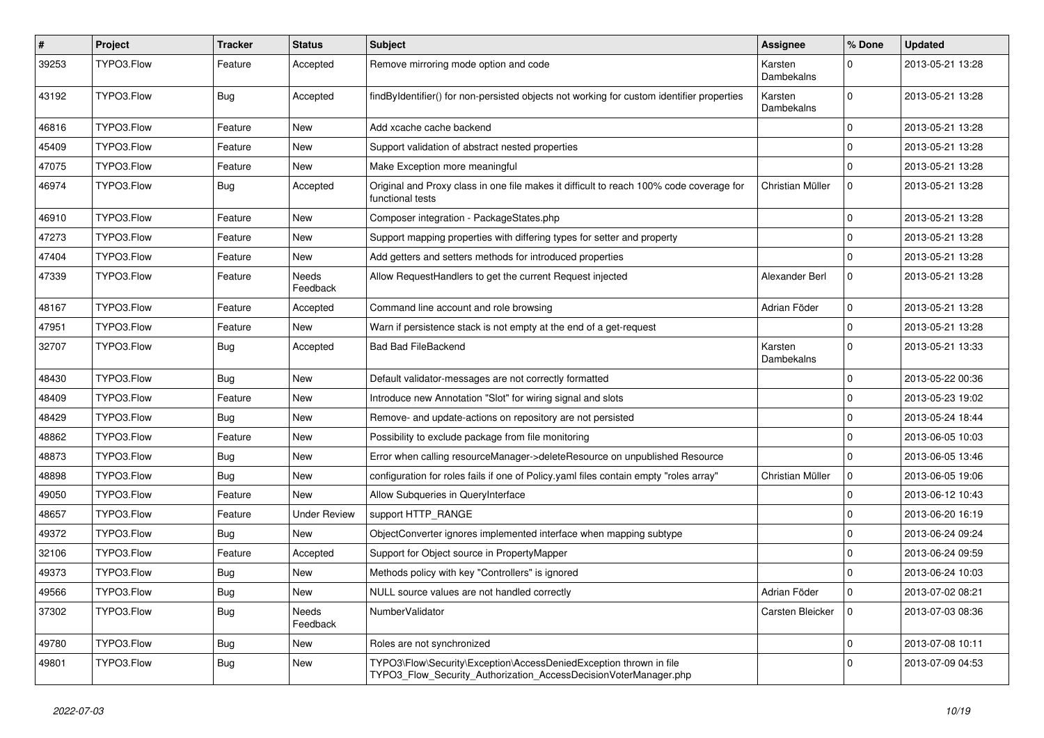| # | Project | Tracker | Status | Subject | Assignee | % Done | Updated |
|---|---|---|---|---|---|---|---|
| 39253 | TYPO3.Flow | Feature | Accepted | Remove mirroring mode option and code | Karsten Dambekalns | 0 | 2013-05-21 13:28 |
| 43192 | TYPO3.Flow | Bug | Accepted | findByIdentifier() for non-persisted objects not working for custom identifier properties | Karsten Dambekalns | 0 | 2013-05-21 13:28 |
| 46816 | TYPO3.Flow | Feature | New | Add xcache cache backend | | 0 | 2013-05-21 13:28 |
| 45409 | TYPO3.Flow | Feature | New | Support validation of abstract nested properties | | 0 | 2013-05-21 13:28 |
| 47075 | TYPO3.Flow | Feature | New | Make Exception more meaningful | | 0 | 2013-05-21 13:28 |
| 46974 | TYPO3.Flow | Bug | Accepted | Original and Proxy class in one file makes it difficult to reach 100% code coverage for functional tests | Christian Müller | 0 | 2013-05-21 13:28 |
| 46910 | TYPO3.Flow | Feature | New | Composer integration - PackageStates.php | | 0 | 2013-05-21 13:28 |
| 47273 | TYPO3.Flow | Feature | New | Support mapping properties with differing types for setter and property | | 0 | 2013-05-21 13:28 |
| 47404 | TYPO3.Flow | Feature | New | Add getters and setters methods for introduced properties | | 0 | 2013-05-21 13:28 |
| 47339 | TYPO3.Flow | Feature | Needs Feedback | Allow RequestHandlers to get the current Request injected | Alexander Berl | 0 | 2013-05-21 13:28 |
| 48167 | TYPO3.Flow | Feature | Accepted | Command line account and role browsing | Adrian Föder | 0 | 2013-05-21 13:28 |
| 47951 | TYPO3.Flow | Feature | New | Warn if persistence stack is not empty at the end of a get-request | | 0 | 2013-05-21 13:28 |
| 32707 | TYPO3.Flow | Bug | Accepted | Bad Bad FileBackend | Karsten Dambekalns | 0 | 2013-05-21 13:33 |
| 48430 | TYPO3.Flow | Bug | New | Default validator-messages are not correctly formatted | | 0 | 2013-05-22 00:36 |
| 48409 | TYPO3.Flow | Feature | New | Introduce new Annotation "Slot" for wiring signal and slots | | 0 | 2013-05-23 19:02 |
| 48429 | TYPO3.Flow | Bug | New | Remove- and update-actions on repository are not persisted | | 0 | 2013-05-24 18:44 |
| 48862 | TYPO3.Flow | Feature | New | Possibility to exclude package from file monitoring | | 0 | 2013-06-05 10:03 |
| 48873 | TYPO3.Flow | Bug | New | Error when calling resourceManager->deleteResource on unpublished Resource | | 0 | 2013-06-05 13:46 |
| 48898 | TYPO3.Flow | Bug | New | configuration for roles fails if one of Policy.yaml files contain empty "roles array" | Christian Müller | 0 | 2013-06-05 19:06 |
| 49050 | TYPO3.Flow | Feature | New | Allow Subqueries in QueryInterface | | 0 | 2013-06-12 10:43 |
| 48657 | TYPO3.Flow | Feature | Under Review | support HTTP_RANGE | | 0 | 2013-06-20 16:19 |
| 49372 | TYPO3.Flow | Bug | New | ObjectConverter ignores implemented interface when mapping subtype | | 0 | 2013-06-24 09:24 |
| 32106 | TYPO3.Flow | Feature | Accepted | Support for Object source in PropertyMapper | | 0 | 2013-06-24 09:59 |
| 49373 | TYPO3.Flow | Bug | New | Methods policy with key "Controllers" is ignored | | 0 | 2013-06-24 10:03 |
| 49566 | TYPO3.Flow | Bug | New | NULL source values are not handled correctly | Adrian Föder | 0 | 2013-07-02 08:21 |
| 37302 | TYPO3.Flow | Bug | Needs Feedback | NumberValidator | Carsten Bleicker | 0 | 2013-07-03 08:36 |
| 49780 | TYPO3.Flow | Bug | New | Roles are not synchronized | | 0 | 2013-07-08 10:11 |
| 49801 | TYPO3.Flow | Bug | New | TYPO3\Flow\Security\Exception\AccessDeniedException thrown in file TYPO3_Flow_Security_Authorization_AccessDecisionVoterManager.php | | 0 | 2013-07-09 04:53 |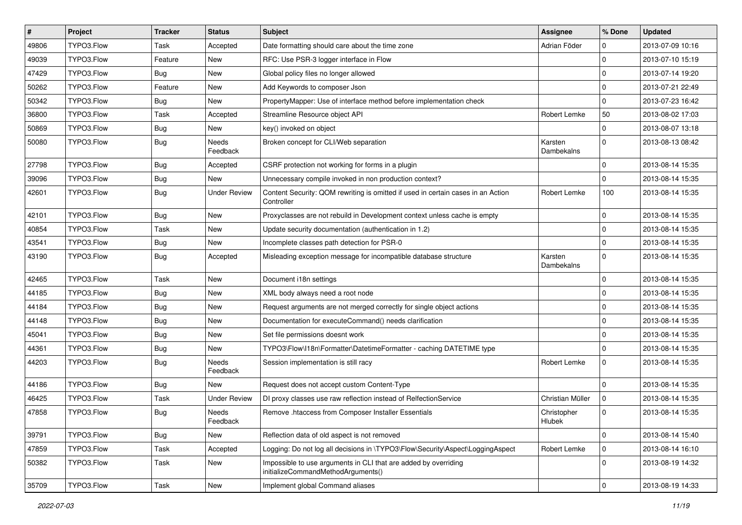| # | Project | Tracker | Status | Subject | Assignee | % Done | Updated |
|---|---|---|---|---|---|---|---|
| 49806 | TYPO3.Flow | Task | Accepted | Date formatting should care about the time zone | Adrian Föder | 0 | 2013-07-09 10:16 |
| 49039 | TYPO3.Flow | Feature | New | RFC: Use PSR-3 logger interface in Flow | | 0 | 2013-07-10 15:19 |
| 47429 | TYPO3.Flow | Bug | New | Global policy files no longer allowed | | 0 | 2013-07-14 19:20 |
| 50262 | TYPO3.Flow | Feature | New | Add Keywords to composer Json | | 0 | 2013-07-21 22:49 |
| 50342 | TYPO3.Flow | Bug | New | PropertyMapper: Use of interface method before implementation check | | 0 | 2013-07-23 16:42 |
| 36800 | TYPO3.Flow | Task | Accepted | Streamline Resource object API | Robert Lemke | 50 | 2013-08-02 17:03 |
| 50869 | TYPO3.Flow | Bug | New | key() invoked on object | | 0 | 2013-08-07 13:18 |
| 50080 | TYPO3.Flow | Bug | Needs Feedback | Broken concept for CLI/Web separation | Karsten Dambekalns | 0 | 2013-08-13 08:42 |
| 27798 | TYPO3.Flow | Bug | Accepted | CSRF protection not working for forms in a plugin | | 0 | 2013-08-14 15:35 |
| 39096 | TYPO3.Flow | Bug | New | Unnecessary compile invoked in non production context? | | 0 | 2013-08-14 15:35 |
| 42601 | TYPO3.Flow | Bug | Under Review | Content Security: QOM rewriting is omitted if used in certain cases in an Action Controller | Robert Lemke | 100 | 2013-08-14 15:35 |
| 42101 | TYPO3.Flow | Bug | New | Proxyclasses are not rebuild in Development context unless cache is empty | | 0 | 2013-08-14 15:35 |
| 40854 | TYPO3.Flow | Task | New | Update security documentation (authentication in 1.2) | | 0 | 2013-08-14 15:35 |
| 43541 | TYPO3.Flow | Bug | New | Incomplete classes path detection for PSR-0 | | 0 | 2013-08-14 15:35 |
| 43190 | TYPO3.Flow | Bug | Accepted | Misleading exception message for incompatible database structure | Karsten Dambekalns | 0 | 2013-08-14 15:35 |
| 42465 | TYPO3.Flow | Task | New | Document i18n settings | | 0 | 2013-08-14 15:35 |
| 44185 | TYPO3.Flow | Bug | New | XML body always need a root node | | 0 | 2013-08-14 15:35 |
| 44184 | TYPO3.Flow | Bug | New | Request arguments are not merged correctly for single object actions | | 0 | 2013-08-14 15:35 |
| 44148 | TYPO3.Flow | Bug | New | Documentation for executeCommand() needs clarification | | 0 | 2013-08-14 15:35 |
| 45041 | TYPO3.Flow | Bug | New | Set file permissions doesnt work | | 0 | 2013-08-14 15:35 |
| 44361 | TYPO3.Flow | Bug | New | TYPO3\Flow\I18n\Formatter\DatetimeFormatter - caching DATETIME type | | 0 | 2013-08-14 15:35 |
| 44203 | TYPO3.Flow | Bug | Needs Feedback | Session implementation is still racy | Robert Lemke | 0 | 2013-08-14 15:35 |
| 44186 | TYPO3.Flow | Bug | New | Request does not accept custom Content-Type | | 0 | 2013-08-14 15:35 |
| 46425 | TYPO3.Flow | Task | Under Review | DI proxy classes use raw reflection instead of RelfectionService | Christian Müller | 0 | 2013-08-14 15:35 |
| 47858 | TYPO3.Flow | Bug | Needs Feedback | Remove .htaccess from Composer Installer Essentials | Christopher Hlubek | 0 | 2013-08-14 15:35 |
| 39791 | TYPO3.Flow | Bug | New | Reflection data of old aspect is not removed | | 0 | 2013-08-14 15:40 |
| 47859 | TYPO3.Flow | Task | Accepted | Logging: Do not log all decisions in \TYPO3\Flow\Security\Aspect\LoggingAspect | Robert Lemke | 0 | 2013-08-14 16:10 |
| 50382 | TYPO3.Flow | Task | New | Impossible to use arguments in CLI that are added by overriding initializeCommandMethodArguments() | | 0 | 2013-08-19 14:32 |
| 35709 | TYPO3.Flow | Task | New | Implement global Command aliases | | 0 | 2013-08-19 14:33 |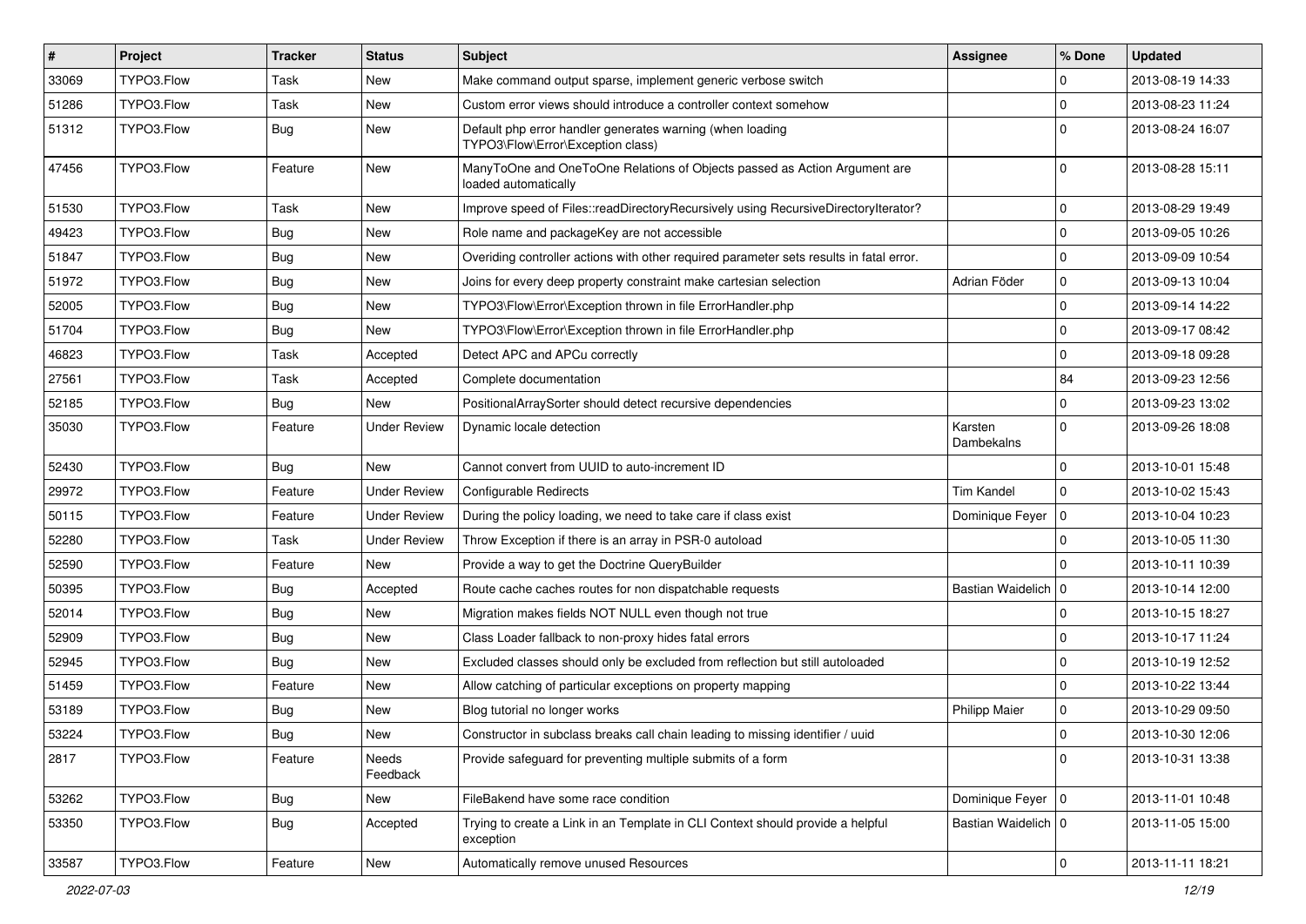| # | Project | Tracker | Status | Subject | Assignee | % Done | Updated |
|---|---|---|---|---|---|---|---|
| 33069 | TYPO3.Flow | Task | New | Make command output sparse, implement generic verbose switch | | 0 | 2013-08-19 14:33 |
| 51286 | TYPO3.Flow | Task | New | Custom error views should introduce a controller context somehow | | 0 | 2013-08-23 11:24 |
| 51312 | TYPO3.Flow | Bug | New | Default php error handler generates warning (when loading TYPO3\Flow\Error\Exception class) | | 0 | 2013-08-24 16:07 |
| 47456 | TYPO3.Flow | Feature | New | ManyToOne and OneToOne Relations of Objects passed as Action Argument are loaded automatically | | 0 | 2013-08-28 15:11 |
| 51530 | TYPO3.Flow | Task | New | Improve speed of Files::readDirectoryRecursively using RecursiveDirectoryIterator? | | 0 | 2013-08-29 19:49 |
| 49423 | TYPO3.Flow | Bug | New | Role name and packageKey are not accessible | | 0 | 2013-09-05 10:26 |
| 51847 | TYPO3.Flow | Bug | New | Overiding controller actions with other required parameter sets results in fatal error. | | 0 | 2013-09-09 10:54 |
| 51972 | TYPO3.Flow | Bug | New | Joins for every deep property constraint make cartesian selection | Adrian Föder | 0 | 2013-09-13 10:04 |
| 52005 | TYPO3.Flow | Bug | New | TYPO3\Flow\Error\Exception thrown in file ErrorHandler.php | | 0 | 2013-09-14 14:22 |
| 51704 | TYPO3.Flow | Bug | New | TYPO3\Flow\Error\Exception thrown in file ErrorHandler.php | | 0 | 2013-09-17 08:42 |
| 46823 | TYPO3.Flow | Task | Accepted | Detect APC and APCu correctly | | 0 | 2013-09-18 09:28 |
| 27561 | TYPO3.Flow | Task | Accepted | Complete documentation | | 84 | 2013-09-23 12:56 |
| 52185 | TYPO3.Flow | Bug | New | PositionalArraySorter should detect recursive dependencies | | 0 | 2013-09-23 13:02 |
| 35030 | TYPO3.Flow | Feature | Under Review | Dynamic locale detection | Karsten Dambekalns | 0 | 2013-09-26 18:08 |
| 52430 | TYPO3.Flow | Bug | New | Cannot convert from UUID to auto-increment ID | | 0 | 2013-10-01 15:48 |
| 29972 | TYPO3.Flow | Feature | Under Review | Configurable Redirects | Tim Kandel | 0 | 2013-10-02 15:43 |
| 50115 | TYPO3.Flow | Feature | Under Review | During the policy loading, we need to take care if class exist | Dominique Feyer | 0 | 2013-10-04 10:23 |
| 52280 | TYPO3.Flow | Task | Under Review | Throw Exception if there is an array in PSR-0 autoload | | 0 | 2013-10-05 11:30 |
| 52590 | TYPO3.Flow | Feature | New | Provide a way to get the Doctrine QueryBuilder | | 0 | 2013-10-11 10:39 |
| 50395 | TYPO3.Flow | Bug | Accepted | Route cache caches routes for non dispatchable requests | Bastian Waidelich | 0 | 2013-10-14 12:00 |
| 52014 | TYPO3.Flow | Bug | New | Migration makes fields NOT NULL even though not true | | 0 | 2013-10-15 18:27 |
| 52909 | TYPO3.Flow | Bug | New | Class Loader fallback to non-proxy hides fatal errors | | 0 | 2013-10-17 11:24 |
| 52945 | TYPO3.Flow | Bug | New | Excluded classes should only be excluded from reflection but still autoloaded | | 0 | 2013-10-19 12:52 |
| 51459 | TYPO3.Flow | Feature | New | Allow catching of particular exceptions on property mapping | | 0 | 2013-10-22 13:44 |
| 53189 | TYPO3.Flow | Bug | New | Blog tutorial no longer works | Philipp Maier | 0 | 2013-10-29 09:50 |
| 53224 | TYPO3.Flow | Bug | New | Constructor in subclass breaks call chain leading to missing identifier / uuid | | 0 | 2013-10-30 12:06 |
| 2817 | TYPO3.Flow | Feature | Needs Feedback | Provide safeguard for preventing multiple submits of a form | | 0 | 2013-10-31 13:38 |
| 53262 | TYPO3.Flow | Bug | New | FileBakend have some race condition | Dominique Feyer | 0 | 2013-11-01 10:48 |
| 53350 | TYPO3.Flow | Bug | Accepted | Trying to create a Link in an Template in CLI Context should provide a helpful exception | Bastian Waidelich | 0 | 2013-11-05 15:00 |
| 33587 | TYPO3.Flow | Feature | New | Automatically remove unused Resources | | 0 | 2013-11-11 18:21 |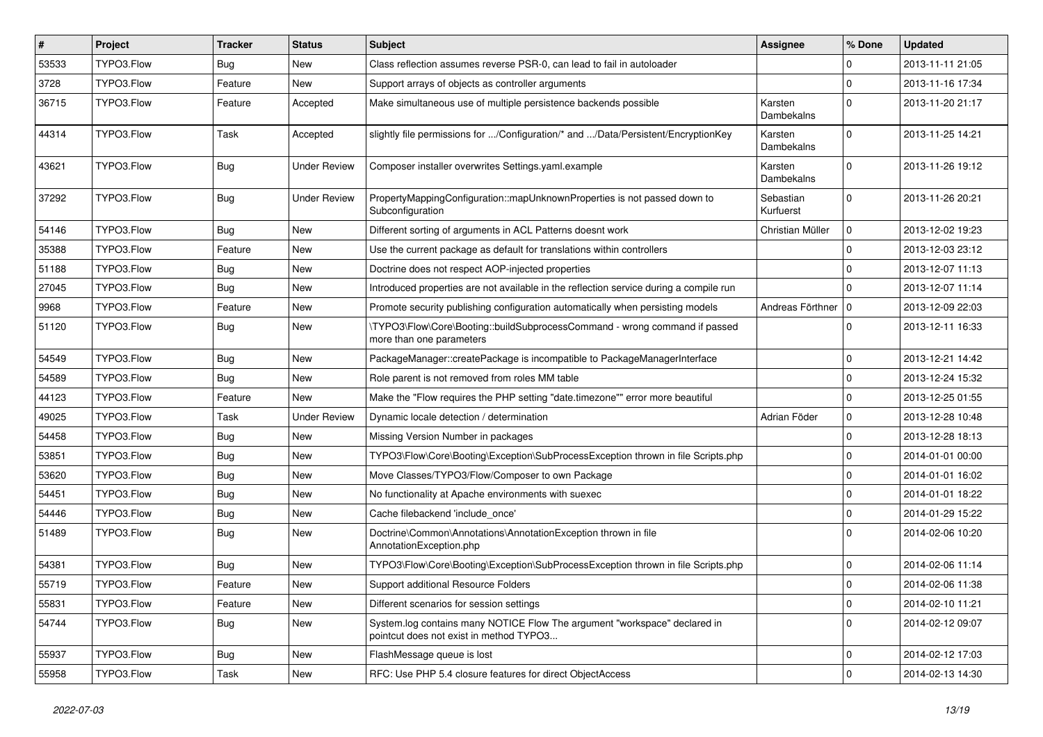| # | Project | Tracker | Status | Subject | Assignee | % Done | Updated |
|---|---|---|---|---|---|---|---|
| 53533 | TYPO3.Flow | Bug | New | Class reflection assumes reverse PSR-0, can lead to fail in autoloader | | 0 | 2013-11-11 21:05 |
| 3728 | TYPO3.Flow | Feature | New | Support arrays of objects as controller arguments | | 0 | 2013-11-16 17:34 |
| 36715 | TYPO3.Flow | Feature | Accepted | Make simultaneous use of multiple persistence backends possible | Karsten Dambekalns | 0 | 2013-11-20 21:17 |
| 44314 | TYPO3.Flow | Task | Accepted | slightly file permissions for .../Configuration/* and .../Data/Persistent/EncryptionKey | Karsten Dambekalns | 0 | 2013-11-25 14:21 |
| 43621 | TYPO3.Flow | Bug | Under Review | Composer installer overwrites Settings.yaml.example | Karsten Dambekalns | 0 | 2013-11-26 19:12 |
| 37292 | TYPO3.Flow | Bug | Under Review | PropertyMappingConfiguration::mapUnknownProperties is not passed down to Subconfiguration | Sebastian Kurfuerst | 0 | 2013-11-26 20:21 |
| 54146 | TYPO3.Flow | Bug | New | Different sorting of arguments in ACL Patterns doesnt work | Christian Müller | 0 | 2013-12-02 19:23 |
| 35388 | TYPO3.Flow | Feature | New | Use the current package as default for translations within controllers | | 0 | 2013-12-03 23:12 |
| 51188 | TYPO3.Flow | Bug | New | Doctrine does not respect AOP-injected properties | | 0 | 2013-12-07 11:13 |
| 27045 | TYPO3.Flow | Bug | New | Introduced properties are not available in the reflection service during a compile run | | 0 | 2013-12-07 11:14 |
| 9968 | TYPO3.Flow | Feature | New | Promote security publishing configuration automatically when persisting models | Andreas Förthner | 0 | 2013-12-09 22:03 |
| 51120 | TYPO3.Flow | Bug | New | \TYPO3\Flow\Core\Booting::buildSubprocessCommand - wrong command if passed more than one parameters | | 0 | 2013-12-11 16:33 |
| 54549 | TYPO3.Flow | Bug | New | PackageManager::createPackage is incompatible to PackageManagerInterface | | 0 | 2013-12-21 14:42 |
| 54589 | TYPO3.Flow | Bug | New | Role parent is not removed from roles MM table | | 0 | 2013-12-24 15:32 |
| 44123 | TYPO3.Flow | Feature | New | Make the "Flow requires the PHP setting "date.timezone"" error more beautiful | | 0 | 2013-12-25 01:55 |
| 49025 | TYPO3.Flow | Task | Under Review | Dynamic locale detection / determination | Adrian Föder | 0 | 2013-12-28 10:48 |
| 54458 | TYPO3.Flow | Bug | New | Missing Version Number in packages | | 0 | 2013-12-28 18:13 |
| 53851 | TYPO3.Flow | Bug | New | TYPO3\Flow\Core\Booting\Exception\SubProcessException thrown in file Scripts.php | | 0 | 2014-01-01 00:00 |
| 53620 | TYPO3.Flow | Bug | New | Move Classes/TYPO3/Flow/Composer to own Package | | 0 | 2014-01-01 16:02 |
| 54451 | TYPO3.Flow | Bug | New | No functionality at Apache environments with suexec | | 0 | 2014-01-01 18:22 |
| 54446 | TYPO3.Flow | Bug | New | Cache filebackend 'include_once' | | 0 | 2014-01-29 15:22 |
| 51489 | TYPO3.Flow | Bug | New | Doctrine\Common\Annotations\AnnotationException thrown in file AnnotationException.php | | 0 | 2014-02-06 10:20 |
| 54381 | TYPO3.Flow | Bug | New | TYPO3\Flow\Core\Booting\Exception\SubProcessException thrown in file Scripts.php | | 0 | 2014-02-06 11:14 |
| 55719 | TYPO3.Flow | Feature | New | Support additional Resource Folders | | 0 | 2014-02-06 11:38 |
| 55831 | TYPO3.Flow | Feature | New | Different scenarios for session settings | | 0 | 2014-02-10 11:21 |
| 54744 | TYPO3.Flow | Bug | New | System.log contains many NOTICE Flow The argument "workspace" declared in pointcut does not exist in method TYPO3... | | 0 | 2014-02-12 09:07 |
| 55937 | TYPO3.Flow | Bug | New | FlashMessage queue is lost | | 0 | 2014-02-12 17:03 |
| 55958 | TYPO3.Flow | Task | New | RFC: Use PHP 5.4 closure features for direct ObjectAccess | | 0 | 2014-02-13 14:30 |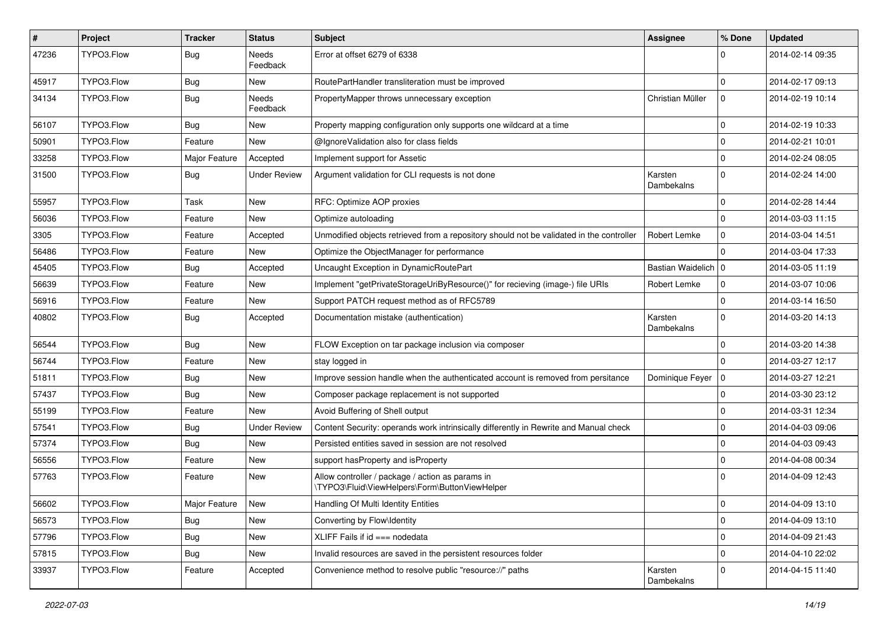| # | Project | Tracker | Status | Subject | Assignee | % Done | Updated |
|---|---|---|---|---|---|---|---|
| 47236 | TYPO3.Flow | Bug | Needs Feedback | Error at offset 6279 of 6338 | | 0 | 2014-02-14 09:35 |
| 45917 | TYPO3.Flow | Bug | New | RoutePartHandler transliteration must be improved | | 0 | 2014-02-17 09:13 |
| 34134 | TYPO3.Flow | Bug | Needs Feedback | PropertyMapper throws unnecessary exception | Christian Müller | 0 | 2014-02-19 10:14 |
| 56107 | TYPO3.Flow | Bug | New | Property mapping configuration only supports one wildcard at a time | | 0 | 2014-02-19 10:33 |
| 50901 | TYPO3.Flow | Feature | New | @IgnoreValidation also for class fields | | 0 | 2014-02-21 10:01 |
| 33258 | TYPO3.Flow | Major Feature | Accepted | Implement support for Assetic | | 0 | 2014-02-24 08:05 |
| 31500 | TYPO3.Flow | Bug | Under Review | Argument validation for CLI requests is not done | Karsten Dambekalns | 0 | 2014-02-24 14:00 |
| 55957 | TYPO3.Flow | Task | New | RFC: Optimize AOP proxies | | 0 | 2014-02-28 14:44 |
| 56036 | TYPO3.Flow | Feature | New | Optimize autoloading | | 0 | 2014-03-03 11:15 |
| 3305 | TYPO3.Flow | Feature | Accepted | Unmodified objects retrieved from a repository should not be validated in the controller | Robert Lemke | 0 | 2014-03-04 14:51 |
| 56486 | TYPO3.Flow | Feature | New | Optimize the ObjectManager for performance | | 0 | 2014-03-04 17:33 |
| 45405 | TYPO3.Flow | Bug | Accepted | Uncaught Exception in DynamicRoutePart | Bastian Waidelich | 0 | 2014-03-05 11:19 |
| 56639 | TYPO3.Flow | Feature | New | Implement "getPrivateStorageUriByResource()" for recieving (image-) file URIs | Robert Lemke | 0 | 2014-03-07 10:06 |
| 56916 | TYPO3.Flow | Feature | New | Support PATCH request method as of RFC5789 | | 0 | 2014-03-14 16:50 |
| 40802 | TYPO3.Flow | Bug | Accepted | Documentation mistake (authentication) | Karsten Dambekalns | 0 | 2014-03-20 14:13 |
| 56544 | TYPO3.Flow | Bug | New | FLOW Exception on tar package inclusion via composer | | 0 | 2014-03-20 14:38 |
| 56744 | TYPO3.Flow | Feature | New | stay logged in | | 0 | 2014-03-27 12:17 |
| 51811 | TYPO3.Flow | Bug | New | Improve session handle when the authenticated account is removed from persitance | Dominique Feyer | 0 | 2014-03-27 12:21 |
| 57437 | TYPO3.Flow | Bug | New | Composer package replacement is not supported | | 0 | 2014-03-30 23:12 |
| 55199 | TYPO3.Flow | Feature | New | Avoid Buffering of Shell output | | 0 | 2014-03-31 12:34 |
| 57541 | TYPO3.Flow | Bug | Under Review | Content Security: operands work intrinsically differently in Rewrite and Manual check | | 0 | 2014-04-03 09:06 |
| 57374 | TYPO3.Flow | Bug | New | Persisted entities saved in session are not resolved | | 0 | 2014-04-03 09:43 |
| 56556 | TYPO3.Flow | Feature | New | support hasProperty and isProperty | | 0 | 2014-04-08 00:34 |
| 57763 | TYPO3.Flow | Feature | New | Allow controller / package / action as params in \TYPO3\Fluid\ViewHelpers\Form\ButtonViewHelper | | 0 | 2014-04-09 12:43 |
| 56602 | TYPO3.Flow | Major Feature | New | Handling Of Multi Identity Entities | | 0 | 2014-04-09 13:10 |
| 56573 | TYPO3.Flow | Bug | New | Converting by Flow\Identity | | 0 | 2014-04-09 13:10 |
| 57796 | TYPO3.Flow | Bug | New | XLIFF Fails if id === nodedata | | 0 | 2014-04-09 21:43 |
| 57815 | TYPO3.Flow | Bug | New | Invalid resources are saved in the persistent resources folder | | 0 | 2014-04-10 22:02 |
| 33937 | TYPO3.Flow | Feature | Accepted | Convenience method to resolve public "resource://" paths | Karsten Dambekalns | 0 | 2014-04-15 11:40 |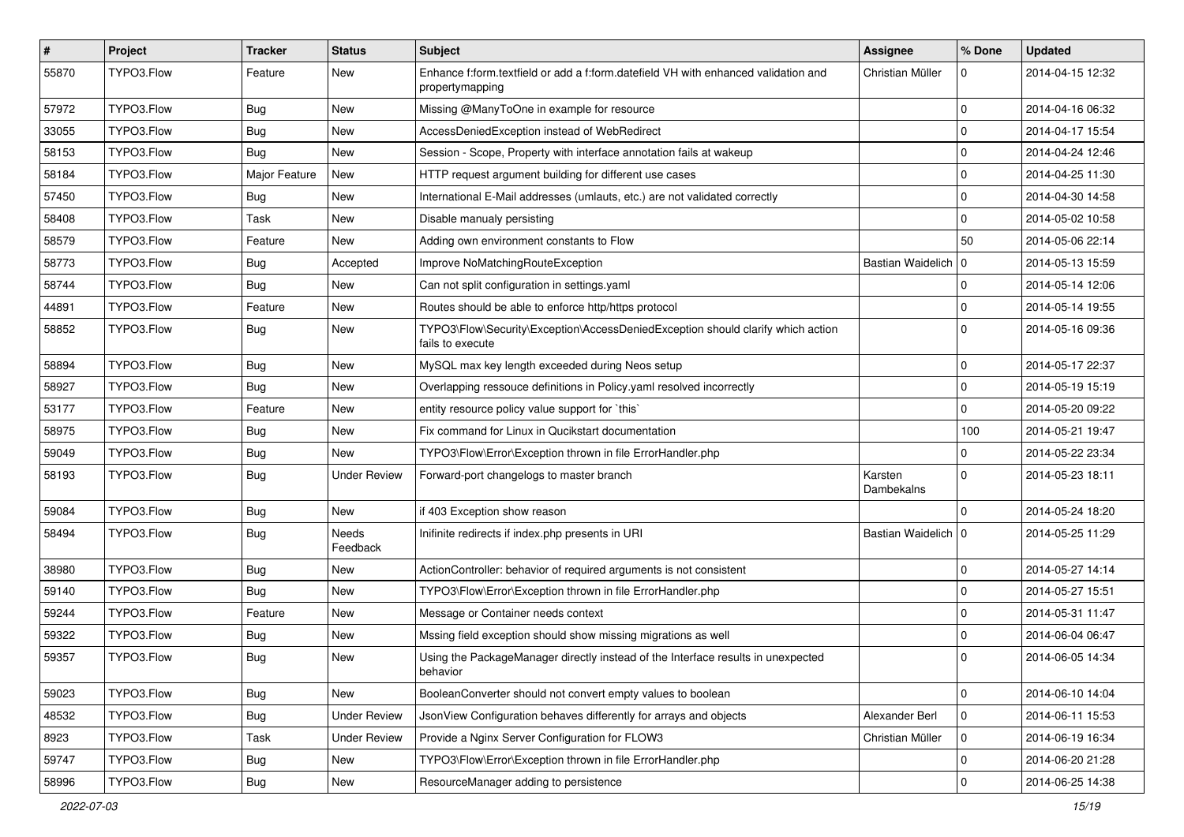| # | Project | Tracker | Status | Subject | Assignee | % Done | Updated |
|---|---|---|---|---|---|---|---|
| 55870 | TYPO3.Flow | Feature | New | Enhance f:form.textfield or add a f:form.datefield VH with enhanced validation and propertymapping | Christian Müller | 0 | 2014-04-15 12:32 |
| 57972 | TYPO3.Flow | Bug | New | Missing @ManyToOne in example for resource | | 0 | 2014-04-16 06:32 |
| 33055 | TYPO3.Flow | Bug | New | AccessDeniedException instead of WebRedirect | | 0 | 2014-04-17 15:54 |
| 58153 | TYPO3.Flow | Bug | New | Session - Scope, Property with interface annotation fails at wakeup | | 0 | 2014-04-24 12:46 |
| 58184 | TYPO3.Flow | Major Feature | New | HTTP request argument building for different use cases | | 0 | 2014-04-25 11:30 |
| 57450 | TYPO3.Flow | Bug | New | International E-Mail addresses (umlauts, etc.) are not validated correctly | | 0 | 2014-04-30 14:58 |
| 58408 | TYPO3.Flow | Task | New | Disable manualy persisting | | 0 | 2014-05-02 10:58 |
| 58579 | TYPO3.Flow | Feature | New | Adding own environment constants to Flow | | 50 | 2014-05-06 22:14 |
| 58773 | TYPO3.Flow | Bug | Accepted | Improve NoMatchingRouteException | Bastian Waidelich | 0 | 2014-05-13 15:59 |
| 58744 | TYPO3.Flow | Bug | New | Can not split configuration in settings.yaml | | 0 | 2014-05-14 12:06 |
| 44891 | TYPO3.Flow | Feature | New | Routes should be able to enforce http/https protocol | | 0 | 2014-05-14 19:55 |
| 58852 | TYPO3.Flow | Bug | New | TYPO3\Flow\Security\Exception\AccessDeniedException should clarify which action fails to execute | | 0 | 2014-05-16 09:36 |
| 58894 | TYPO3.Flow | Bug | New | MySQL max key length exceeded during Neos setup | | 0 | 2014-05-17 22:37 |
| 58927 | TYPO3.Flow | Bug | New | Overlapping ressouce definitions in Policy.yaml resolved incorrectly | | 0 | 2014-05-19 15:19 |
| 53177 | TYPO3.Flow | Feature | New | entity resource policy value support for `this` | | 0 | 2014-05-20 09:22 |
| 58975 | TYPO3.Flow | Bug | New | Fix command for Linux in Qucikstart documentation | | 100 | 2014-05-21 19:47 |
| 59049 | TYPO3.Flow | Bug | New | TYPO3\Flow\Error\Exception thrown in file ErrorHandler.php | | 0 | 2014-05-22 23:34 |
| 58193 | TYPO3.Flow | Bug | Under Review | Forward-port changelogs to master branch | Karsten Dambekalns | 0 | 2014-05-23 18:11 |
| 59084 | TYPO3.Flow | Bug | New | if 403 Exception show reason | | 0 | 2014-05-24 18:20 |
| 58494 | TYPO3.Flow | Bug | Needs Feedback | Inifinite redirects if index.php presents in URI | Bastian Waidelich | 0 | 2014-05-25 11:29 |
| 38980 | TYPO3.Flow | Bug | New | ActionController: behavior of required arguments is not consistent | | 0 | 2014-05-27 14:14 |
| 59140 | TYPO3.Flow | Bug | New | TYPO3\Flow\Error\Exception thrown in file ErrorHandler.php | | 0 | 2014-05-27 15:51 |
| 59244 | TYPO3.Flow | Feature | New | Message or Container needs context | | 0 | 2014-05-31 11:47 |
| 59322 | TYPO3.Flow | Bug | New | Mssing field exception should show missing migrations as well | | 0 | 2014-06-04 06:47 |
| 59357 | TYPO3.Flow | Bug | New | Using the PackageManager directly instead of the Interface results in unexpected behavior | | 0 | 2014-06-05 14:34 |
| 59023 | TYPO3.Flow | Bug | New | BooleanConverter should not convert empty values to boolean | | 0 | 2014-06-10 14:04 |
| 48532 | TYPO3.Flow | Bug | Under Review | JsonView Configuration behaves differently for arrays and objects | Alexander Berl | 0 | 2014-06-11 15:53 |
| 8923 | TYPO3.Flow | Task | Under Review | Provide a Nginx Server Configuration for FLOW3 | Christian Müller | 0 | 2014-06-19 16:34 |
| 59747 | TYPO3.Flow | Bug | New | TYPO3\Flow\Error\Exception thrown in file ErrorHandler.php | | 0 | 2014-06-20 21:28 |
| 58996 | TYPO3.Flow | Bug | New | ResourceManager adding to persistence | | 0 | 2014-06-25 14:38 |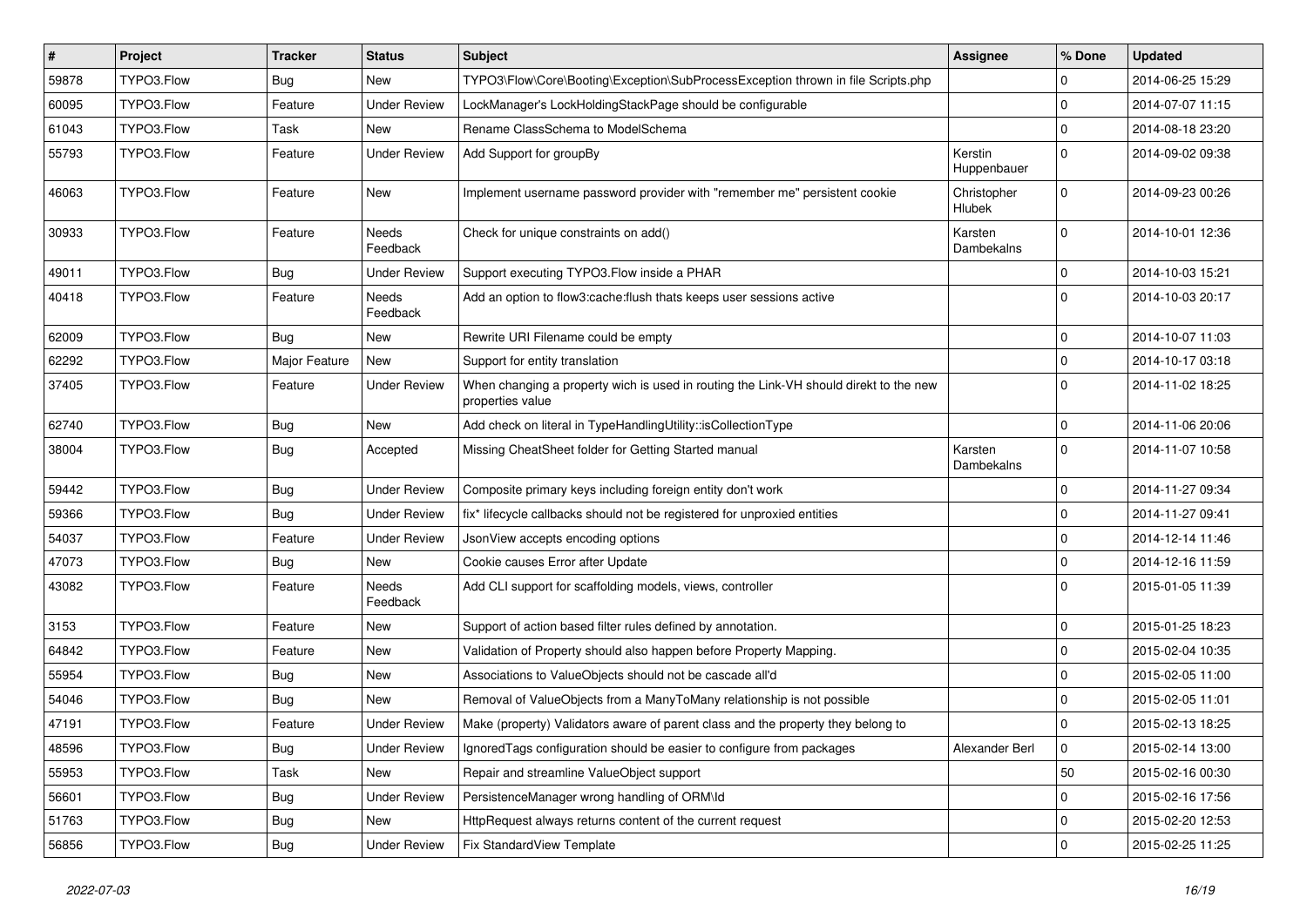| # | Project | Tracker | Status | Subject | Assignee | % Done | Updated |
|---|---|---|---|---|---|---|---|
| 59878 | TYPO3.Flow | Bug | New | TYPO3\Flow\Core\Booting\Exception\SubProcessException thrown in file Scripts.php | | 0 | 2014-06-25 15:29 |
| 60095 | TYPO3.Flow | Feature | Under Review | LockManager's LockHoldingStackPage should be configurable | | 0 | 2014-07-07 11:15 |
| 61043 | TYPO3.Flow | Task | New | Rename ClassSchema to ModelSchema | | 0 | 2014-08-18 23:20 |
| 55793 | TYPO3.Flow | Feature | Under Review | Add Support for groupBy | Kerstin Huppenbauer | 0 | 2014-09-02 09:38 |
| 46063 | TYPO3.Flow | Feature | New | Implement username password provider with "remember me" persistent cookie | Christopher Hlubek | 0 | 2014-09-23 00:26 |
| 30933 | TYPO3.Flow | Feature | Needs Feedback | Check for unique constraints on add() | Karsten Dambekalns | 0 | 2014-10-01 12:36 |
| 49011 | TYPO3.Flow | Bug | Under Review | Support executing TYPO3.Flow inside a PHAR | | 0 | 2014-10-03 15:21 |
| 40418 | TYPO3.Flow | Feature | Needs Feedback | Add an option to flow3:cache:flush thats keeps user sessions active | | 0 | 2014-10-03 20:17 |
| 62009 | TYPO3.Flow | Bug | New | Rewrite URI Filename could be empty | | 0 | 2014-10-07 11:03 |
| 62292 | TYPO3.Flow | Major Feature | New | Support for entity translation | | 0 | 2014-10-17 03:18 |
| 37405 | TYPO3.Flow | Feature | Under Review | When changing a property wich is used in routing the Link-VH should direkt to the new properties value | | 0 | 2014-11-02 18:25 |
| 62740 | TYPO3.Flow | Bug | New | Add check on literal in TypeHandlingUtility::isCollectionType | | 0 | 2014-11-06 20:06 |
| 38004 | TYPO3.Flow | Bug | Accepted | Missing CheatSheet folder for Getting Started manual | Karsten Dambekalns | 0 | 2014-11-07 10:58 |
| 59442 | TYPO3.Flow | Bug | Under Review | Composite primary keys including foreign entity don't work | | 0 | 2014-11-27 09:34 |
| 59366 | TYPO3.Flow | Bug | Under Review | fix* lifecycle callbacks should not be registered for unproxied entities | | 0 | 2014-11-27 09:41 |
| 54037 | TYPO3.Flow | Feature | Under Review | JsonView accepts encoding options | | 0 | 2014-12-14 11:46 |
| 47073 | TYPO3.Flow | Bug | New | Cookie causes Error after Update | | 0 | 2014-12-16 11:59 |
| 43082 | TYPO3.Flow | Feature | Needs Feedback | Add CLI support for scaffolding models, views, controller | | 0 | 2015-01-05 11:39 |
| 3153 | TYPO3.Flow | Feature | New | Support of action based filter rules defined by annotation. | | 0 | 2015-01-25 18:23 |
| 64842 | TYPO3.Flow | Feature | New | Validation of Property should also happen before Property Mapping. | | 0 | 2015-02-04 10:35 |
| 55954 | TYPO3.Flow | Bug | New | Associations to ValueObjects should not be cascade all'd | | 0 | 2015-02-05 11:00 |
| 54046 | TYPO3.Flow | Bug | New | Removal of ValueObjects from a ManyToMany relationship is not possible | | 0 | 2015-02-05 11:01 |
| 47191 | TYPO3.Flow | Feature | Under Review | Make (property) Validators aware of parent class and the property they belong to | | 0 | 2015-02-13 18:25 |
| 48596 | TYPO3.Flow | Bug | Under Review | IgnoredTags configuration should be easier to configure from packages | Alexander Berl | 0 | 2015-02-14 13:00 |
| 55953 | TYPO3.Flow | Task | New | Repair and streamline ValueObject support | | 50 | 2015-02-16 00:30 |
| 56601 | TYPO3.Flow | Bug | Under Review | PersistenceManager wrong handling of ORM\Id | | 0 | 2015-02-16 17:56 |
| 51763 | TYPO3.Flow | Bug | New | HttpRequest always returns content of the current request | | 0 | 2015-02-20 12:53 |
| 56856 | TYPO3.Flow | Bug | Under Review | Fix StandardView Template | | 0 | 2015-02-25 11:25 |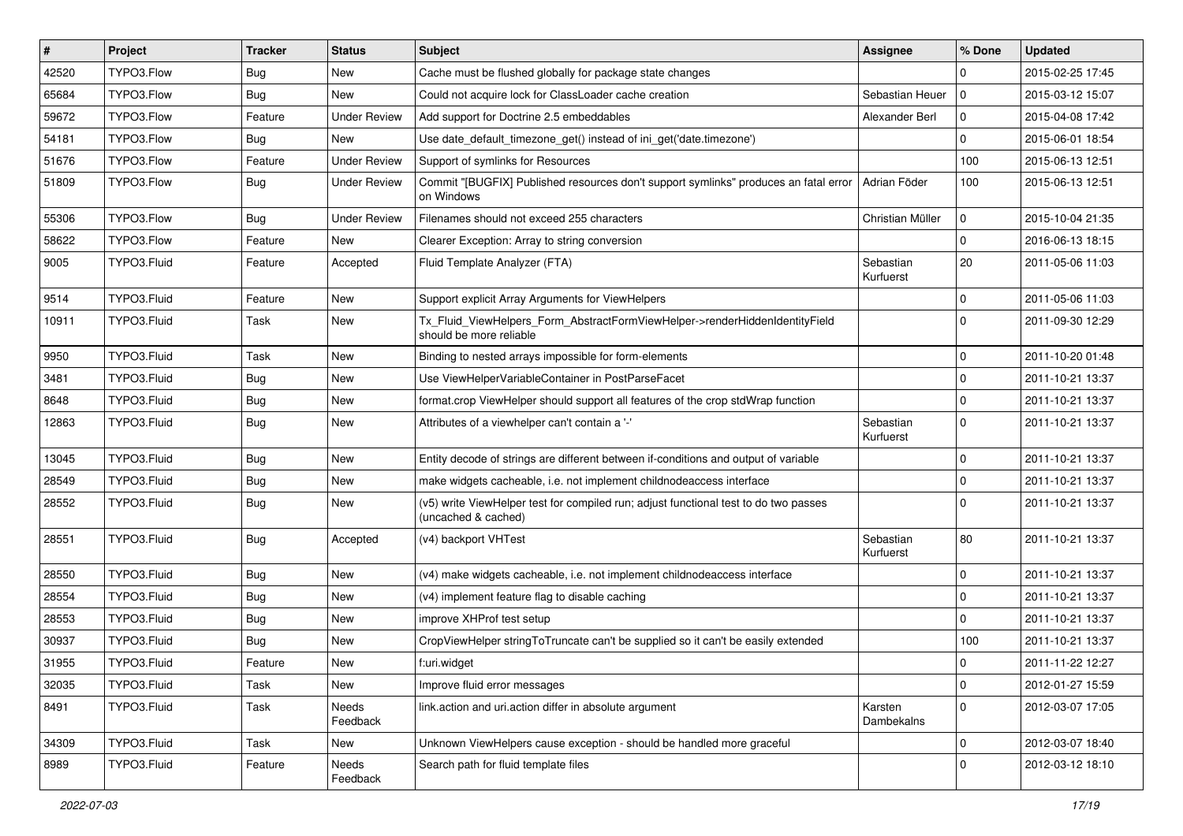| # | Project | Tracker | Status | Subject | Assignee | % Done | Updated |
|---|---|---|---|---|---|---|---|
| 42520 | TYPO3.Flow | Bug | New | Cache must be flushed globally for package state changes | | 0 | 2015-02-25 17:45 |
| 65684 | TYPO3.Flow | Bug | New | Could not acquire lock for ClassLoader cache creation | Sebastian Heuer | 0 | 2015-03-12 15:07 |
| 59672 | TYPO3.Flow | Feature | Under Review | Add support for Doctrine 2.5 embeddables | Alexander Berl | 0 | 2015-04-08 17:42 |
| 54181 | TYPO3.Flow | Bug | New | Use date_default_timezone_get() instead of ini_get('date.timezone') | | 0 | 2015-06-01 18:54 |
| 51676 | TYPO3.Flow | Feature | Under Review | Support of symlinks for Resources | | 100 | 2015-06-13 12:51 |
| 51809 | TYPO3.Flow | Bug | Under Review | Commit "[BUGFIX] Published resources don't support symlinks" produces an fatal error on Windows | Adrian Föder | 100 | 2015-06-13 12:51 |
| 55306 | TYPO3.Flow | Bug | Under Review | Filenames should not exceed 255 characters | Christian Müller | 0 | 2015-10-04 21:35 |
| 58622 | TYPO3.Flow | Feature | New | Clearer Exception: Array to string conversion | | 0 | 2016-06-13 18:15 |
| 9005 | TYPO3.Fluid | Feature | Accepted | Fluid Template Analyzer (FTA) | Sebastian Kurfuerst | 20 | 2011-05-06 11:03 |
| 9514 | TYPO3.Fluid | Feature | New | Support explicit Array Arguments for ViewHelpers | | 0 | 2011-05-06 11:03 |
| 10911 | TYPO3.Fluid | Task | New | Tx_Fluid_ViewHelpers_Form_AbstractFormViewHelper->renderHiddenIdentityField should be more reliable | | 0 | 2011-09-30 12:29 |
| 9950 | TYPO3.Fluid | Task | New | Binding to nested arrays impossible for form-elements | | 0 | 2011-10-20 01:48 |
| 3481 | TYPO3.Fluid | Bug | New | Use ViewHelperVariableContainer in PostParseFacet | | 0 | 2011-10-21 13:37 |
| 8648 | TYPO3.Fluid | Bug | New | format.crop ViewHelper should support all features of the crop stdWrap function | | 0 | 2011-10-21 13:37 |
| 12863 | TYPO3.Fluid | Bug | New | Attributes of a viewhelper can't contain a '-' | Sebastian Kurfuerst | 0 | 2011-10-21 13:37 |
| 13045 | TYPO3.Fluid | Bug | New | Entity decode of strings are different between if-conditions and output of variable | | 0 | 2011-10-21 13:37 |
| 28549 | TYPO3.Fluid | Bug | New | make widgets cacheable, i.e. not implement childnodeaccess interface | | 0 | 2011-10-21 13:37 |
| 28552 | TYPO3.Fluid | Bug | New | (v5) write ViewHelper test for compiled run; adjust functional test to do two passes (uncached & cached) | | 0 | 2011-10-21 13:37 |
| 28551 | TYPO3.Fluid | Bug | Accepted | (v4) backport VHTest | Sebastian Kurfuerst | 80 | 2011-10-21 13:37 |
| 28550 | TYPO3.Fluid | Bug | New | (v4) make widgets cacheable, i.e. not implement childnodeaccess interface | | 0 | 2011-10-21 13:37 |
| 28554 | TYPO3.Fluid | Bug | New | (v4) implement feature flag to disable caching | | 0 | 2011-10-21 13:37 |
| 28553 | TYPO3.Fluid | Bug | New | improve XHProf test setup | | 0 | 2011-10-21 13:37 |
| 30937 | TYPO3.Fluid | Bug | New | CropViewHelper stringToTruncate can't be supplied so it can't be easily extended | | 100 | 2011-10-21 13:37 |
| 31955 | TYPO3.Fluid | Feature | New | f:uri.widget | | 0 | 2011-11-22 12:27 |
| 32035 | TYPO3.Fluid | Task | New | Improve fluid error messages | | 0 | 2012-01-27 15:59 |
| 8491 | TYPO3.Fluid | Task | Needs Feedback | link.action and uri.action differ in absolute argument | Karsten Dambekalns | 0 | 2012-03-07 17:05 |
| 34309 | TYPO3.Fluid | Task | New | Unknown ViewHelpers cause exception - should be handled more graceful | | 0 | 2012-03-07 18:40 |
| 8989 | TYPO3.Fluid | Feature | Needs Feedback | Search path for fluid template files | | 0 | 2012-03-12 18:10 |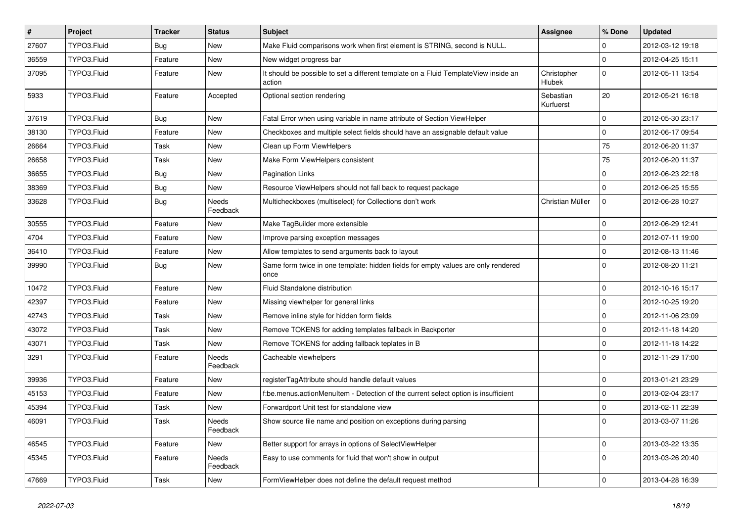| # | Project | Tracker | Status | Subject | Assignee | % Done | Updated |
|---|---|---|---|---|---|---|---|
| 27607 | TYPO3.Fluid | Bug | New | Make Fluid comparisons work when first element is STRING, second is NULL. | | 0 | 2012-03-12 19:18 |
| 36559 | TYPO3.Fluid | Feature | New | New widget progress bar | | 0 | 2012-04-25 15:11 |
| 37095 | TYPO3.Fluid | Feature | New | It should be possible to set a different template on a Fluid TemplateView inside an action | Christopher Hlubek | 0 | 2012-05-11 13:54 |
| 5933 | TYPO3.Fluid | Feature | Accepted | Optional section rendering | Sebastian Kurfuerst | 20 | 2012-05-21 16:18 |
| 37619 | TYPO3.Fluid | Bug | New | Fatal Error when using variable in name attribute of Section ViewHelper | | 0 | 2012-05-30 23:17 |
| 38130 | TYPO3.Fluid | Feature | New | Checkboxes and multiple select fields should have an assignable default value | | 0 | 2012-06-17 09:54 |
| 26664 | TYPO3.Fluid | Task | New | Clean up Form ViewHelpers | | 75 | 2012-06-20 11:37 |
| 26658 | TYPO3.Fluid | Task | New | Make Form ViewHelpers consistent | | 75 | 2012-06-20 11:37 |
| 36655 | TYPO3.Fluid | Bug | New | Pagination Links | | 0 | 2012-06-23 22:18 |
| 38369 | TYPO3.Fluid | Bug | New | Resource ViewHelpers should not fall back to request package | | 0 | 2012-06-25 15:55 |
| 33628 | TYPO3.Fluid | Bug | Needs Feedback | Multicheckboxes (multiselect) for Collections don't work | Christian Müller | 0 | 2012-06-28 10:27 |
| 30555 | TYPO3.Fluid | Feature | New | Make TagBuilder more extensible | | 0 | 2012-06-29 12:41 |
| 4704 | TYPO3.Fluid | Feature | New | Improve parsing exception messages | | 0 | 2012-07-11 19:00 |
| 36410 | TYPO3.Fluid | Feature | New | Allow templates to send arguments back to layout | | 0 | 2012-08-13 11:46 |
| 39990 | TYPO3.Fluid | Bug | New | Same form twice in one template: hidden fields for empty values are only rendered once | | 0 | 2012-08-20 11:21 |
| 10472 | TYPO3.Fluid | Feature | New | Fluid Standalone distribution | | 0 | 2012-10-16 15:17 |
| 42397 | TYPO3.Fluid | Feature | New | Missing viewhelper for general links | | 0 | 2012-10-25 19:20 |
| 42743 | TYPO3.Fluid | Task | New | Remove inline style for hidden form fields | | 0 | 2012-11-06 23:09 |
| 43072 | TYPO3.Fluid | Task | New | Remove TOKENS for adding templates fallback in Backporter | | 0 | 2012-11-18 14:20 |
| 43071 | TYPO3.Fluid | Task | New | Remove TOKENS for adding fallback teplates in B | | 0 | 2012-11-18 14:22 |
| 3291 | TYPO3.Fluid | Feature | Needs Feedback | Cacheable viewhelpers | | 0 | 2012-11-29 17:00 |
| 39936 | TYPO3.Fluid | Feature | New | registerTagAttribute should handle default values | | 0 | 2013-01-21 23:29 |
| 45153 | TYPO3.Fluid | Feature | New | f:be.menus.actionMenuItem - Detection of the current select option is insufficient | | 0 | 2013-02-04 23:17 |
| 45394 | TYPO3.Fluid | Task | New | Forwardport Unit test for standalone view | | 0 | 2013-02-11 22:39 |
| 46091 | TYPO3.Fluid | Task | Needs Feedback | Show source file name and position on exceptions during parsing | | 0 | 2013-03-07 11:26 |
| 46545 | TYPO3.Fluid | Feature | New | Better support for arrays in options of SelectViewHelper | | 0 | 2013-03-22 13:35 |
| 45345 | TYPO3.Fluid | Feature | Needs Feedback | Easy to use comments for fluid that won't show in output | | 0 | 2013-03-26 20:40 |
| 47669 | TYPO3.Fluid | Task | New | FormViewHelper does not define the default request method | | 0 | 2013-04-28 16:39 |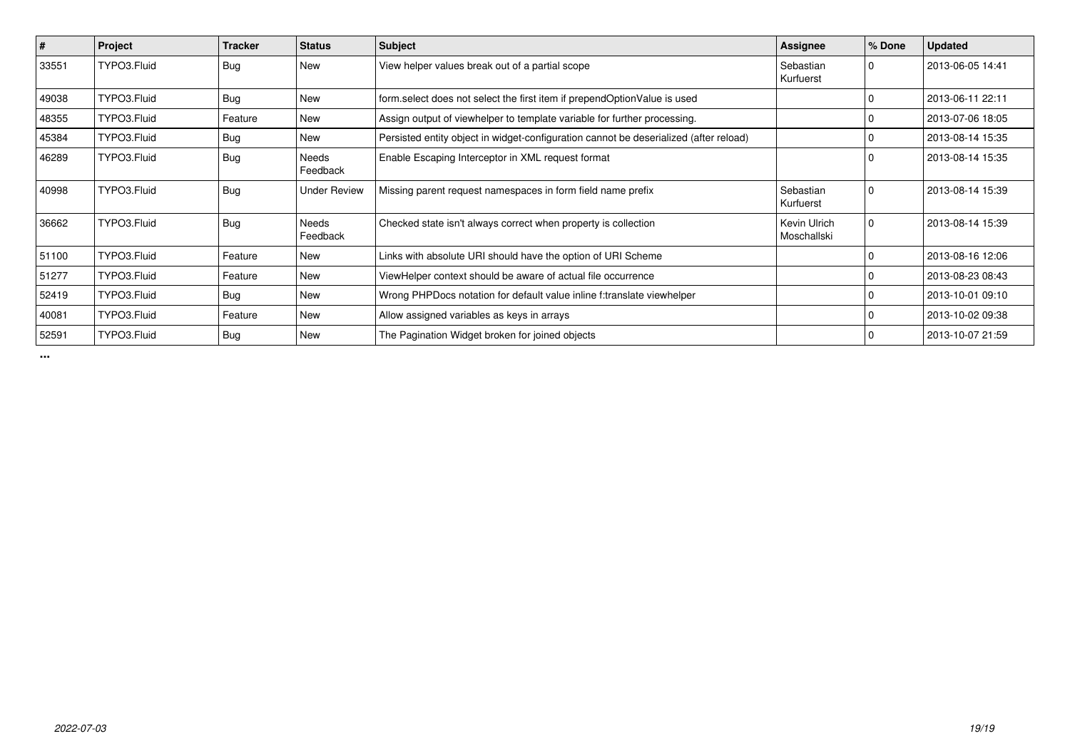| # | Project | Tracker | Status | Subject | Assignee | % Done | Updated |
|---|---|---|---|---|---|---|---|
| 33551 | TYPO3.Fluid | Bug | New | View helper values break out of a partial scope | Sebastian Kurfuerst | 0 | 2013-06-05 14:41 |
| 49038 | TYPO3.Fluid | Bug | New | form.select does not select the first item if prependOptionValue is used | | 0 | 2013-06-11 22:11 |
| 48355 | TYPO3.Fluid | Feature | New | Assign output of viewhelper to template variable for further processing. | | 0 | 2013-07-06 18:05 |
| 45384 | TYPO3.Fluid | Bug | New | Persisted entity object in widget-configuration cannot be deserialized (after reload) | | 0 | 2013-08-14 15:35 |
| 46289 | TYPO3.Fluid | Bug | Needs Feedback | Enable Escaping Interceptor in XML request format | | 0 | 2013-08-14 15:35 |
| 40998 | TYPO3.Fluid | Bug | Under Review | Missing parent request namespaces in form field name prefix | Sebastian Kurfuerst | 0 | 2013-08-14 15:39 |
| 36662 | TYPO3.Fluid | Bug | Needs Feedback | Checked state isn't always correct when property is collection | Kevin Ulrich Moschallski | 0 | 2013-08-14 15:39 |
| 51100 | TYPO3.Fluid | Feature | New | Links with absolute URI should have the option of URI Scheme | | 0 | 2013-08-16 12:06 |
| 51277 | TYPO3.Fluid | Feature | New | ViewHelper context should be aware of actual file occurrence | | 0 | 2013-08-23 08:43 |
| 52419 | TYPO3.Fluid | Bug | New | Wrong PHPDocs notation for default value inline f:translate viewhelper | | 0 | 2013-10-01 09:10 |
| 40081 | TYPO3.Fluid | Feature | New | Allow assigned variables as keys in arrays | | 0 | 2013-10-02 09:38 |
| 52591 | TYPO3.Fluid | Bug | New | The Pagination Widget broken for joined objects | | 0 | 2013-10-07 21:59 |

...